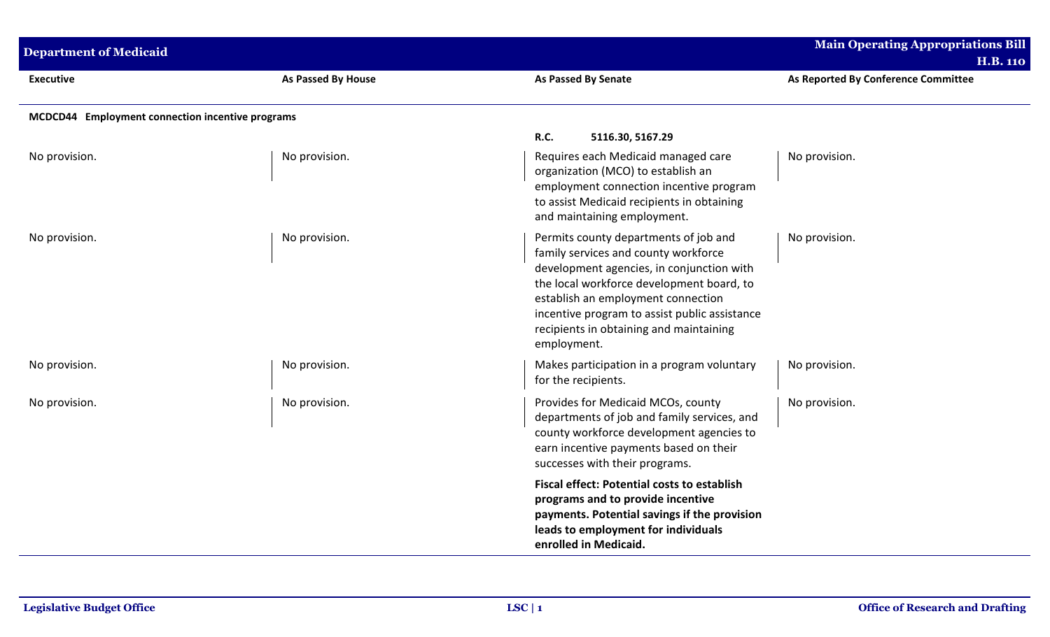| Executive | As Passed By House | As Passed By Senate | As Reported By Conference Committee |
|---|---|---|---|
| **MCDCD44 Employment connection incentive programs** | | | |
| | | **R.C. 5116.30, 5167.29** | |
| No provision. | No provision. | Requires each Medicaid managed care organization (MCO) to establish an employment connection incentive program to assist Medicaid recipients in obtaining and maintaining employment. | No provision. |
| No provision. | No provision. | Permits county departments of job and family services and county workforce development agencies, in conjunction with the local workforce development board, to establish an employment connection incentive program to assist public assistance recipients in obtaining and maintaining employment. | No provision. |
| No provision. | No provision. | Makes participation in a program voluntary for the recipients. | No provision. |
| No provision. | No provision. | Provides for Medicaid MCOs, county departments of job and family services, and county workforce development agencies to earn incentive payments based on their successes with their programs. | No provision. |
| | | **Fiscal effect: Potential costs to establish programs and to provide incentive payments. Potential savings if the provision leads to employment for individuals enrolled in Medicaid.** | |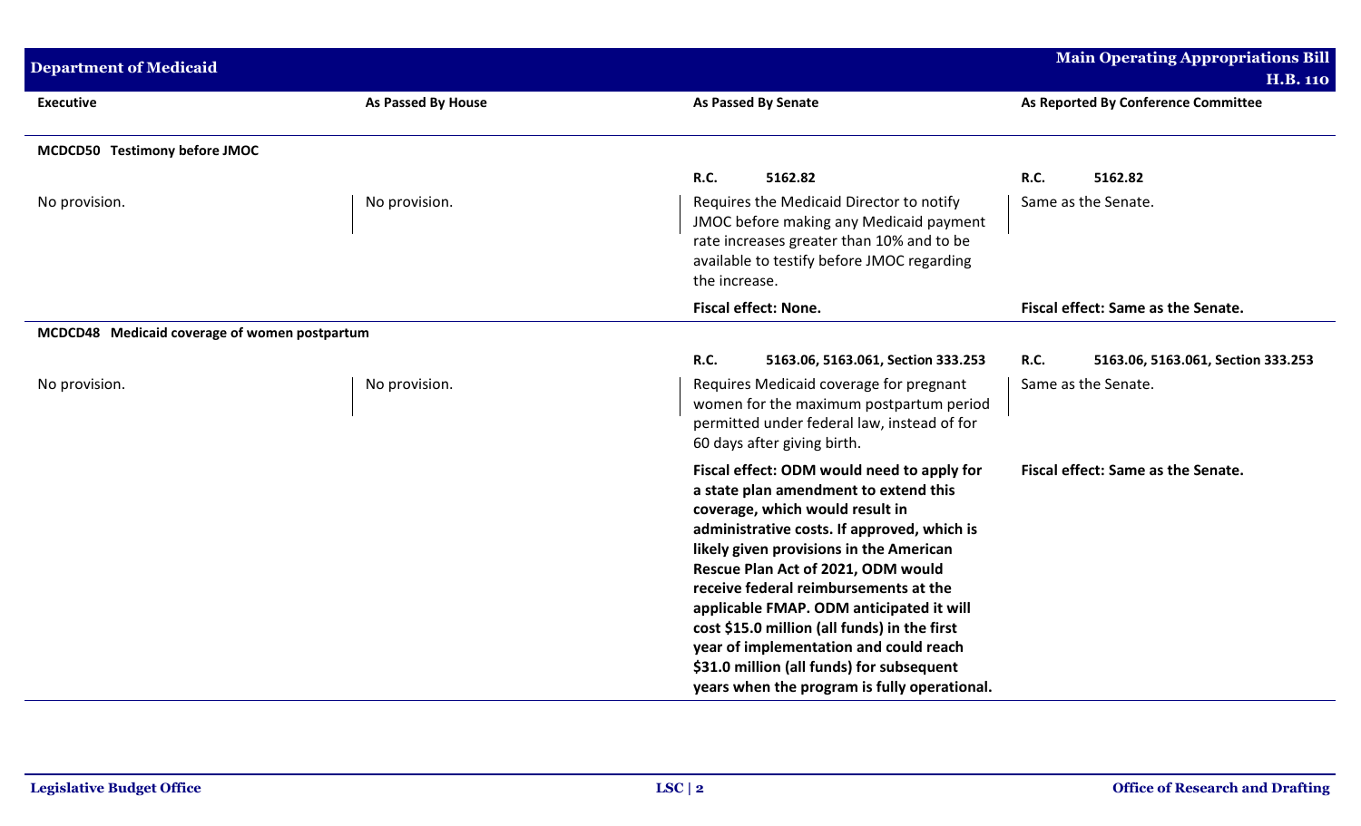| Executive | As Passed By House | As Passed By Senate | As Reported By Conference Committee |
|---|---|---|---|
| **MCDCD50 Testimony before JMOC** | | | |
| | | **R.C. 5162.82** | **R.C. 5162.82** |
| No provision. | No provision. | Requires the Medicaid Director to notify JMOC before making any Medicaid payment rate increases greater than 10% and to be available to testify before JMOC regarding the increase. | Same as the Senate. |
| | | **Fiscal effect: None.** | **Fiscal effect: Same as the Senate.** |
| **MCDCD48 Medicaid coverage of women postpartum** | | | |
| | | **R.C. 5163.06, 5163.061, Section 333.253** | **R.C. 5163.06, 5163.061, Section 333.253** |
| No provision. | No provision. | Requires Medicaid coverage for pregnant women for the maximum postpartum period permitted under federal law, instead of for 60 days after giving birth. | Same as the Senate. |
| | | **Fiscal effect: ODM would need to apply for a state plan amendment to extend this coverage, which would result in administrative costs. If approved, which is likely given provisions in the American Rescue Plan Act of 2021, ODM would receive federal reimbursements at the applicable FMAP. ODM anticipated it will cost $15.0 million (all funds) in the first year of implementation and could reach $31.0 million (all funds) for subsequent years when the program is fully operational.** | **Fiscal effect: Same as the Senate.** |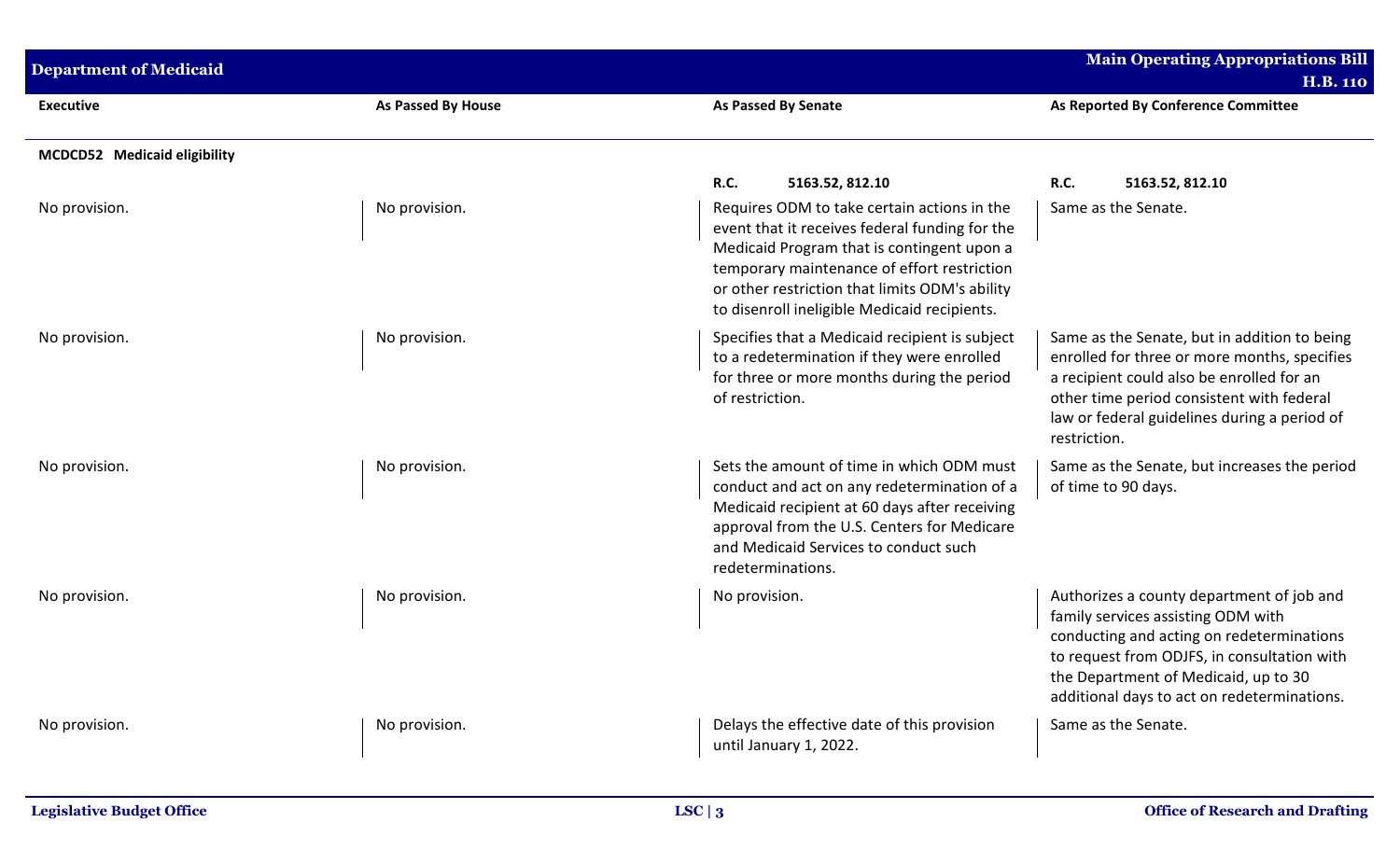| Executive | As Passed By House | As Passed By Senate | As Reported By Conference Committee |
|---|---|---|---|
| **MCDCD52 Medicaid eligibility** | | | |
| | | **R.C. 5163.52, 812.10** | **R.C. 5163.52, 812.10** |
| No provision. | No provision. | Requires ODM to take certain actions in the event that it receives federal funding for the Medicaid Program that is contingent upon a temporary maintenance of effort restriction or other restriction that limits ODM's ability to disenroll ineligible Medicaid recipients. | Same as the Senate. |
| No provision. | No provision. | Specifies that a Medicaid recipient is subject to a redetermination if they were enrolled for three or more months during the period of restriction. | Same as the Senate, but in addition to being enrolled for three or more months, specifies a recipient could also be enrolled for an other time period consistent with federal law or federal guidelines during a period of restriction. |
| No provision. | No provision. | Sets the amount of time in which ODM must conduct and act on any redetermination of a Medicaid recipient at 60 days after receiving approval from the U.S. Centers for Medicare and Medicaid Services to conduct such redeterminations. | Same as the Senate, but increases the period of time to 90 days. |
| No provision. | No provision. | No provision. | Authorizes a county department of job and family services assisting ODM with conducting and acting on redeterminations to request from ODJFS, in consultation with the Department of Medicaid, up to 30 additional days to act on redeterminations. |
| No provision. | No provision. | Delays the effective date of this provision until January 1, 2022. | Same as the Senate. |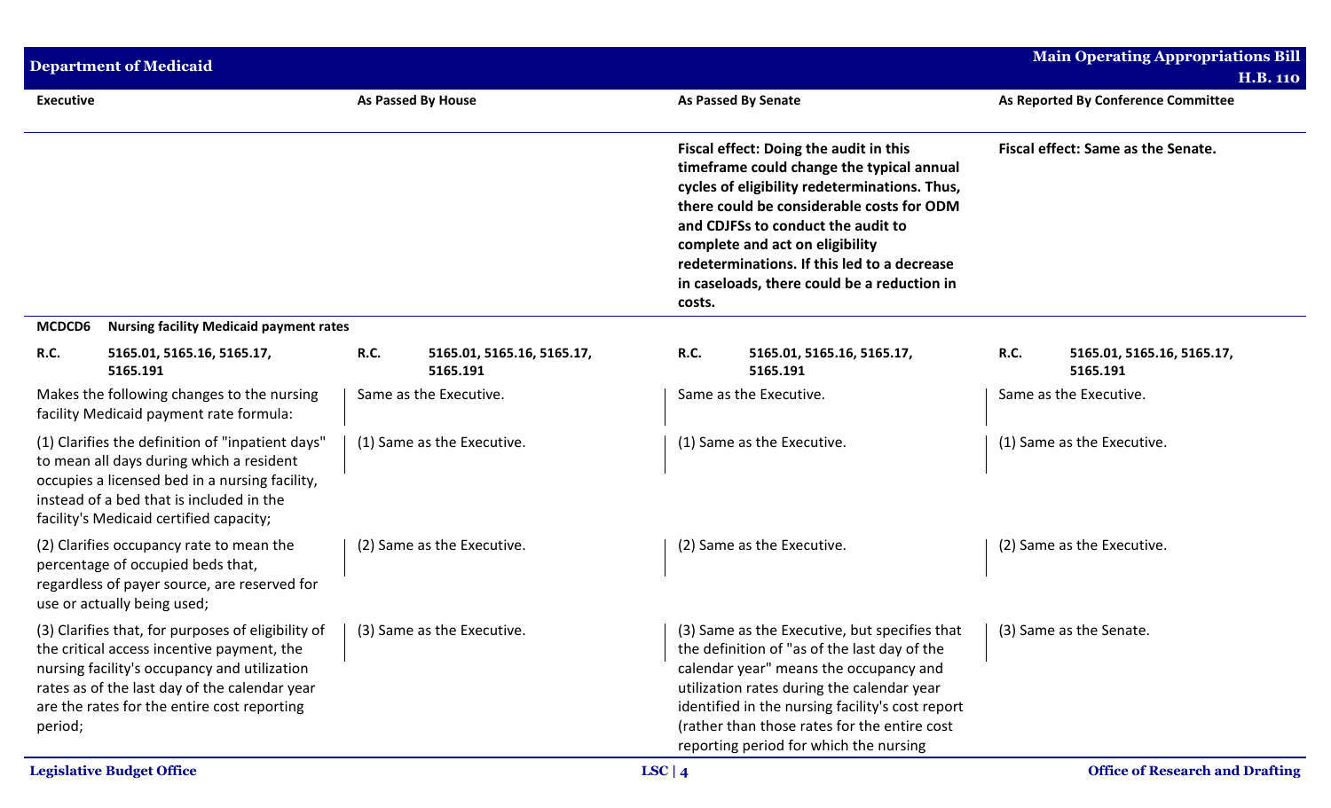| Executive | As Passed By House | As Passed By Senate | As Reported By Conference Committee |
|---|---|---|---|
| | | **Fiscal effect: Doing the audit in this timeframe could change the typical annual cycles of eligibility redeterminations. Thus, there could be considerable costs for ODM and CDJFSs to conduct the audit to complete and act on eligibility redeterminations. If this led to a decrease in caseloads, there could be a reduction in costs.** | **Fiscal effect: Same as the Senate.** |
| **MCDCD6 Nursing facility Medicaid payment rates** | | | |
| **R.C. 5165.01, 5165.16, 5165.17, 5165.191** | **R.C. 5165.01, 5165.16, 5165.17, 5165.191** | **R.C. 5165.01, 5165.16, 5165.17, 5165.191** | **R.C. 5165.01, 5165.16, 5165.17, 5165.191** |
| Makes the following changes to the nursing facility Medicaid payment rate formula: | Same as the Executive. | Same as the Executive. | Same as the Executive. |
| (1) Clarifies the definition of "inpatient days" to mean all days during which a resident occupies a licensed bed in a nursing facility, instead of a bed that is included in the facility's Medicaid certified capacity; | (1) Same as the Executive. | (1) Same as the Executive. | (1) Same as the Executive. |
| (2) Clarifies occupancy rate to mean the percentage of occupied beds that, regardless of payer source, are reserved for use or actually being used; | (2) Same as the Executive. | (2) Same as the Executive. | (2) Same as the Executive. |
| (3) Clarifies that, for purposes of eligibility of the critical access incentive payment, the nursing facility's occupancy and utilization rates as of the last day of the calendar year are the rates for the entire cost reporting period; | (3) Same as the Executive. | (3) Same as the Executive, but specifies that the definition of "as of the last day of the calendar year" means the occupancy and utilization rates during the calendar year identified in the nursing facility's cost report (rather than those rates for the entire cost reporting period for which the nursing | (3) Same as the Senate. |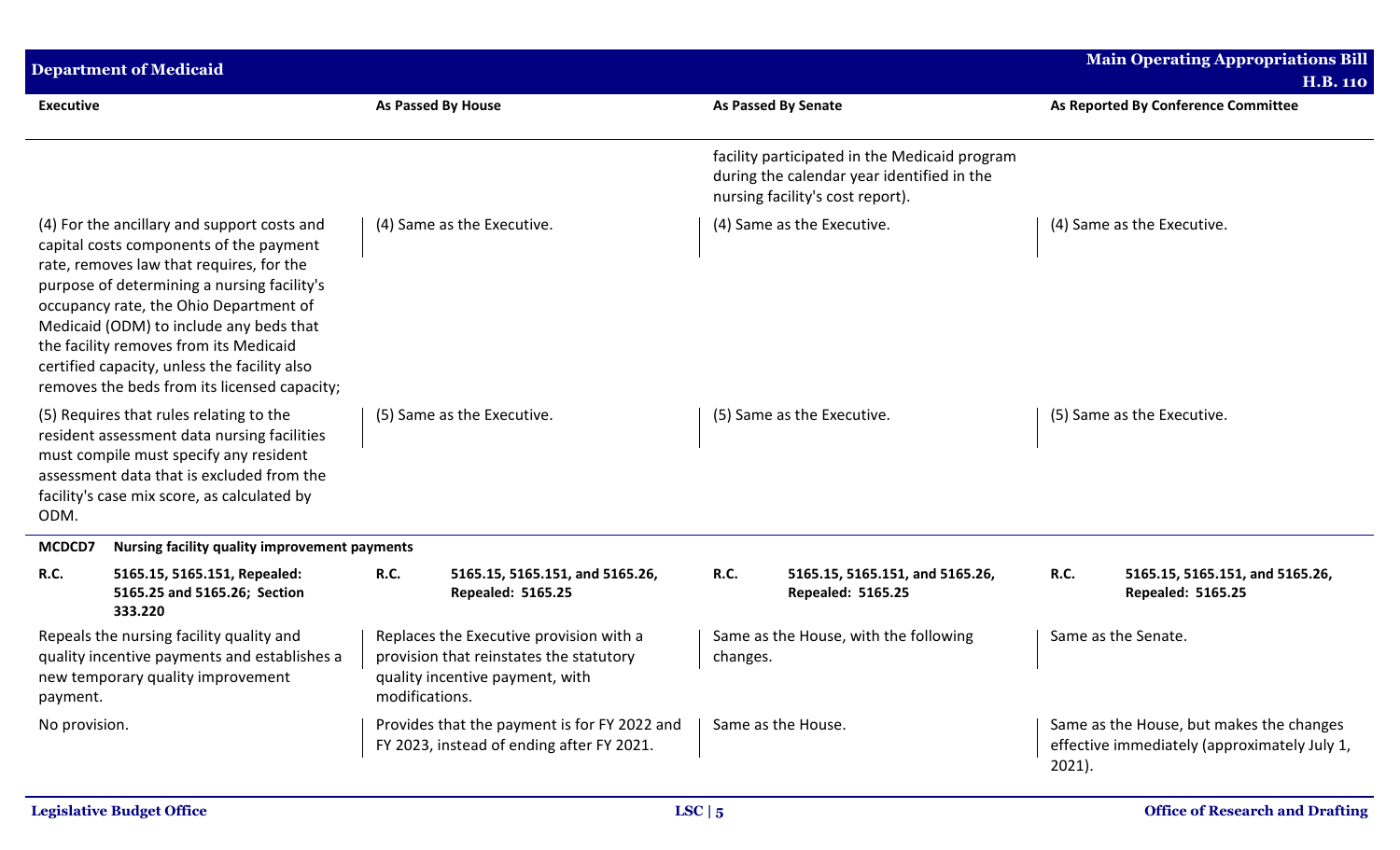| Executive | As Passed By House | As Passed By Senate | As Reported By Conference Committee |
|---|---|---|---|
| | | facility participated in the Medicaid program during the calendar year identified in the nursing facility's cost report). | |
| (4) For the ancillary and support costs and capital costs components of the payment rate, removes law that requires, for the purpose of determining a nursing facility's occupancy rate, the Ohio Department of Medicaid (ODM) to include any beds that the facility removes from its Medicaid certified capacity, unless the facility also removes the beds from its licensed capacity; | (4) Same as the Executive. | (4) Same as the Executive. | (4) Same as the Executive. |
| (5) Requires that rules relating to the resident assessment data nursing facilities must compile must specify any resident assessment data that is excluded from the facility's case mix score, as calculated by ODM. | (5) Same as the Executive. | (5) Same as the Executive. | (5) Same as the Executive. |
| **MCDCD7 Nursing facility quality improvement payments** | | | |
| **R.C. 5165.15, 5165.151, Repealed: 5165.25 and 5165.26; Section 333.220** | **R.C. 5165.15, 5165.151, and 5165.26, Repealed: 5165.25** | **R.C. 5165.15, 5165.151, and 5165.26, Repealed: 5165.25** | **R.C. 5165.15, 5165.151, and 5165.26, Repealed: 5165.25** |
| Repeals the nursing facility quality and quality incentive payments and establishes a new temporary quality improvement payment. | Replaces the Executive provision with a provision that reinstates the statutory quality incentive payment, with modifications. | Same as the House, with the following changes. | Same as the Senate. |
| No provision. | Provides that the payment is for FY 2022 and FY 2023, instead of ending after FY 2021. | Same as the House. | Same as the House, but makes the changes effective immediately (approximately July 1, 2021). |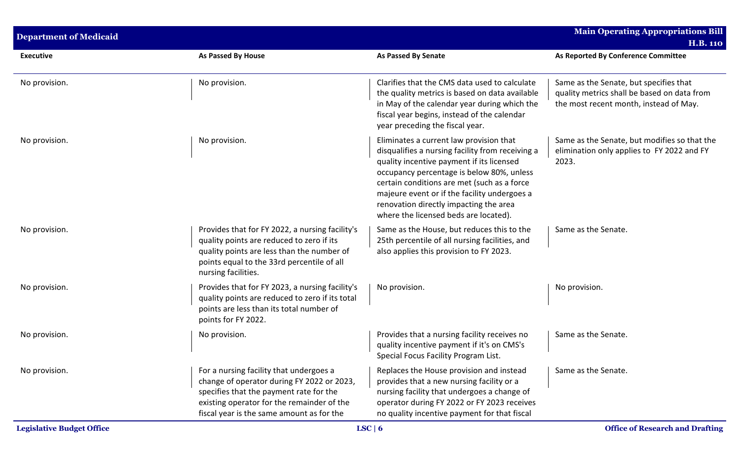| Executive | As Passed By House | As Passed By Senate | As Reported By Conference Committee |
|---|---|---|---|
| No provision. | No provision. | Clarifies that the CMS data used to calculate the quality metrics is based on data available in May of the calendar year during which the fiscal year begins, instead of the calendar year preceding the fiscal year. | Same as the Senate, but specifies that quality metrics shall be based on data from the most recent month, instead of May. |
| No provision. | No provision. | Eliminates a current law provision that disqualifies a nursing facility from receiving a quality incentive payment if its licensed occupancy percentage is below 80%, unless certain conditions are met (such as a force majeure event or if the facility undergoes a renovation directly impacting the area where the licensed beds are located). | Same as the Senate, but modifies so that the elimination only applies to FY 2022 and FY 2023. |
| No provision. | Provides that for FY 2022, a nursing facility's quality points are reduced to zero if its quality points are less than the number of points equal to the 33rd percentile of all nursing facilities. | Same as the House, but reduces this to the 25th percentile of all nursing facilities, and also applies this provision to FY 2023. | Same as the Senate. |
| No provision. | Provides that for FY 2023, a nursing facility's quality points are reduced to zero if its total points are less than its total number of points for FY 2022. | No provision. | No provision. |
| No provision. | No provision. | Provides that a nursing facility receives no quality incentive payment if it's on CMS's Special Focus Facility Program List. | Same as the Senate. |
| No provision. | For a nursing facility that undergoes a change of operator during FY 2022 or 2023, specifies that the payment rate for the existing operator for the remainder of the fiscal year is the same amount as for the | Replaces the House provision and instead provides that a new nursing facility or a nursing facility that undergoes a change of operator during FY 2022 or FY 2023 receives no quality incentive payment for that fiscal | Same as the Senate. |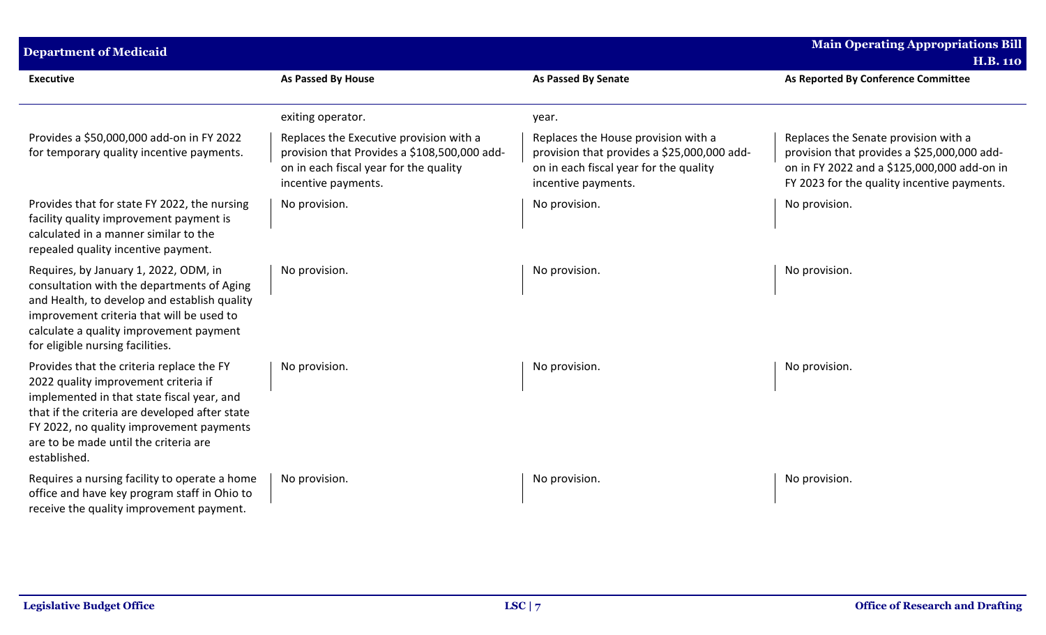| Executive | As Passed By House | As Passed By Senate | As Reported By Conference Committee |
|---|---|---|---|
| | exiting operator. | year. | |
| Provides a $50,000,000 add-on in FY 2022 for temporary quality incentive payments. | Replaces the Executive provision with a provision that Provides a $108,500,000 add-on in each fiscal year for the quality incentive payments. | Replaces the House provision with a provision that provides a $25,000,000 add-on in each fiscal year for the quality incentive payments. | Replaces the Senate provision with a provision that provides a $25,000,000 add-on in FY 2022 and a $125,000,000 add-on in FY 2023 for the quality incentive payments. |
| Provides that for state FY 2022, the nursing facility quality improvement payment is calculated in a manner similar to the repealed quality incentive payment. | No provision. | No provision. | No provision. |
| Requires, by January 1, 2022, ODM, in consultation with the departments of Aging and Health, to develop and establish quality improvement criteria that will be used to calculate a quality improvement payment for eligible nursing facilities. | No provision. | No provision. | No provision. |
| Provides that the criteria replace the FY 2022 quality improvement criteria if implemented in that state fiscal year, and that if the criteria are developed after state FY 2022, no quality improvement payments are to be made until the criteria are established. | No provision. | No provision. | No provision. |
| Requires a nursing facility to operate a home office and have key program staff in Ohio to receive the quality improvement payment. | No provision. | No provision. | No provision. |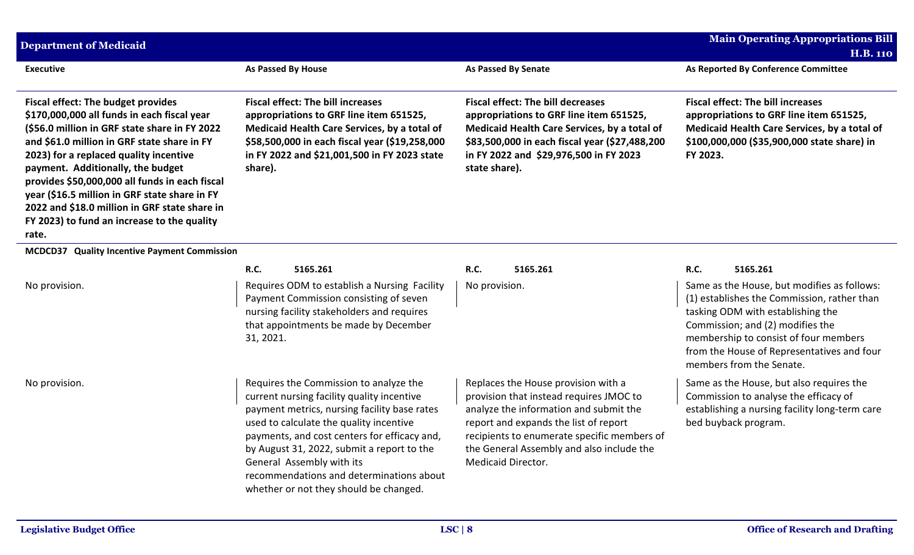| Executive | As Passed By House | As Passed By Senate | As Reported By Conference Committee |
|---|---|---|---|
| **Fiscal effect: The budget provides $170,000,000 all funds in each fiscal year ($56.0 million in GRF state share in FY 2022 and $61.0 million in GRF state share in FY 2023) for a replaced quality incentive payment. Additionally, the budget provides $50,000,000 all funds in each fiscal year ($16.5 million in GRF state share in FY 2022 and $18.0 million in GRF state share in FY 2023) to fund an increase to the quality rate.** | **Fiscal effect: The bill increases appropriations to GRF line item 651525, Medicaid Health Care Services, by a total of $58,500,000 in each fiscal year ($19,258,000 in FY 2022 and $21,001,500 in FY 2023 state share).** | **Fiscal effect: The bill decreases appropriations to GRF line item 651525, Medicaid Health Care Services, by a total of $83,500,000 in each fiscal year ($27,488,200 in FY 2022 and $29,976,500 in FY 2023 state share).** | **Fiscal effect: The bill increases appropriations to GRF line item 651525, Medicaid Health Care Services, by a total of $100,000,000 ($35,900,000 state share) in FY 2023.** |
| **MCDCD37 Quality Incentive Payment Commission** | | | |
| | **R.C. 5165.261** | **R.C. 5165.261** | **R.C. 5165.261** |
| No provision. | Requires ODM to establish a Nursing Facility Payment Commission consisting of seven nursing facility stakeholders and requires that appointments be made by December 31, 2021. | No provision. | Same as the House, but modifies as follows: (1) establishes the Commission, rather than tasking ODM with establishing the Commission; and (2) modifies the membership to consist of four members from the House of Representatives and four members from the Senate. |
| No provision. | Requires the Commission to analyze the current nursing facility quality incentive payment metrics, nursing facility base rates used to calculate the quality incentive payments, and cost centers for efficacy and, by August 31, 2022, submit a report to the General Assembly with its recommendations and determinations about whether or not they should be changed. | Replaces the House provision with a provision that instead requires JMOC to analyze the information and submit the report and expands the list of report recipients to enumerate specific members of the General Assembly and also include the Medicaid Director. | Same as the House, but also requires the Commission to analyse the efficacy of establishing a nursing facility long-term care bed buyback program. |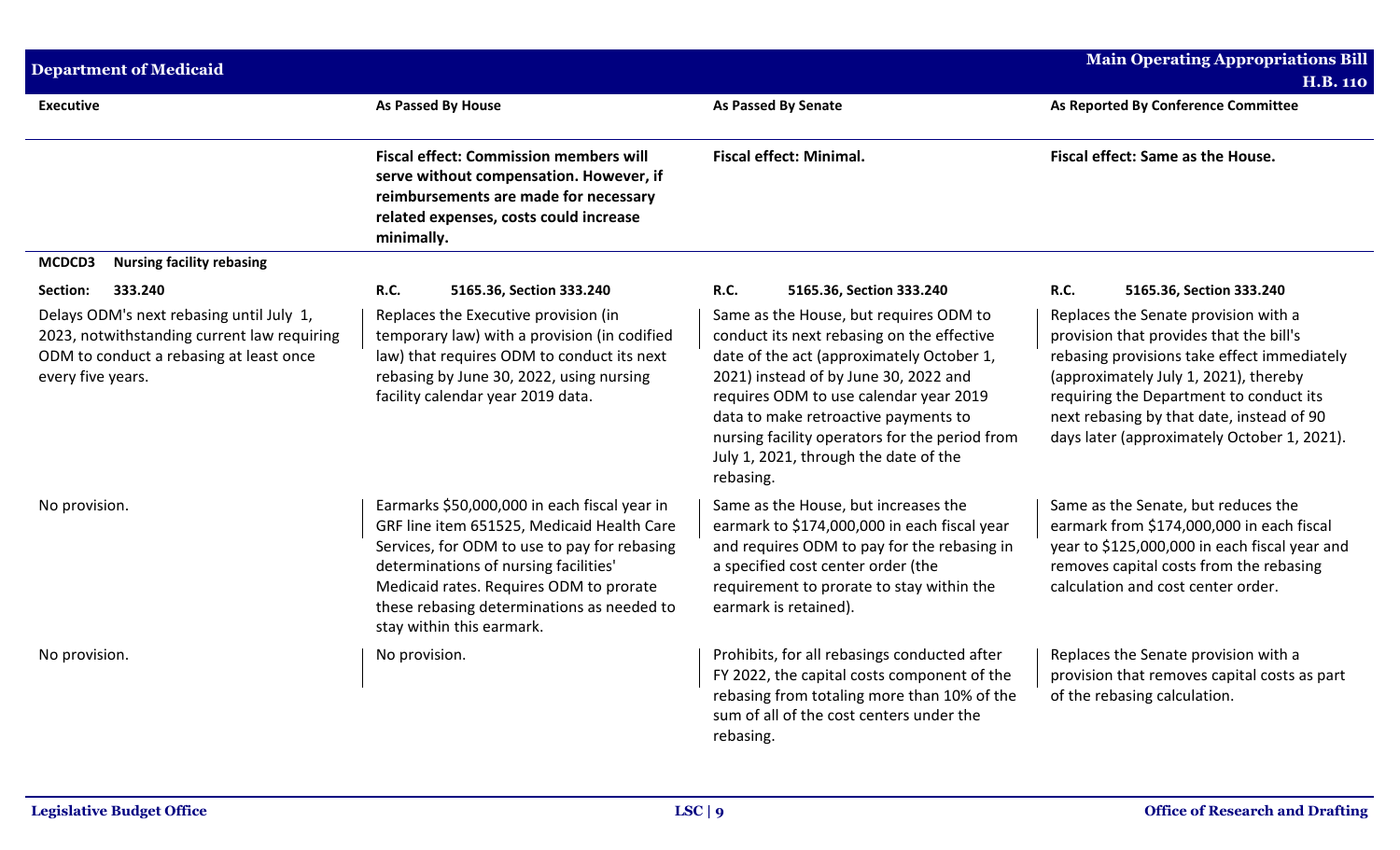| Executive | As Passed By House | As Passed By Senate | As Reported By Conference Committee |
|---|---|---|---|
| | **Fiscal effect: Commission members will serve without compensation. However, if reimbursements are made for necessary related expenses, costs could increase minimally.** | **Fiscal effect: Minimal.** | **Fiscal effect: Same as the House.** |
| **MCDCD3 Nursing facility rebasing** | | | |
| **Section: 333.240** | **R.C. 5165.36, Section 333.240** | **R.C. 5165.36, Section 333.240** | **R.C. 5165.36, Section 333.240** |
| Delays ODM's next rebasing until July 1, 2023, notwithstanding current law requiring ODM to conduct a rebasing at least once every five years. | Replaces the Executive provision (in temporary law) with a provision (in codified law) that requires ODM to conduct its next rebasing by June 30, 2022, using nursing facility calendar year 2019 data. | Same as the House, but requires ODM to conduct its next rebasing on the effective date of the act (approximately October 1, 2021) instead of by June 30, 2022 and requires ODM to use calendar year 2019 data to make retroactive payments to nursing facility operators for the period from July 1, 2021, through the date of the rebasing. | Replaces the Senate provision with a provision that provides that the bill's rebasing provisions take effect immediately (approximately July 1, 2021), thereby requiring the Department to conduct its next rebasing by that date, instead of 90 days later (approximately October 1, 2021). |
| No provision. | Earmarks $50,000,000 in each fiscal year in GRF line item 651525, Medicaid Health Care Services, for ODM to use to pay for rebasing determinations of nursing facilities' Medicaid rates. Requires ODM to prorate these rebasing determinations as needed to stay within this earmark. | Same as the House, but increases the earmark to $174,000,000 in each fiscal year and requires ODM to pay for the rebasing in a specified cost center order (the requirement to prorate to stay within the earmark is retained). | Same as the Senate, but reduces the earmark from $174,000,000 in each fiscal year to $125,000,000 in each fiscal year and removes capital costs from the rebasing calculation and cost center order. |
| No provision. | No provision. | Prohibits, for all rebasings conducted after FY 2022, the capital costs component of the rebasing from totaling more than 10% of the sum of all of the cost centers under the rebasing. | Replaces the Senate provision with a provision that removes capital costs as part of the rebasing calculation. |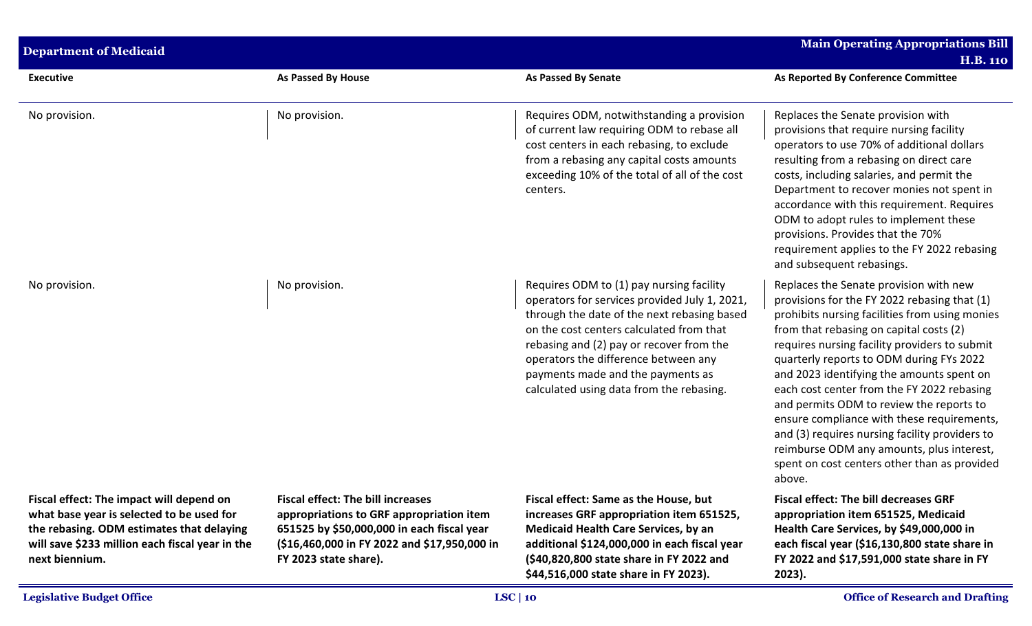| Executive | As Passed By House | As Passed By Senate | As Reported By Conference Committee |
|---|---|---|---|
| No provision. | No provision. | Requires ODM, notwithstanding a provision of current law requiring ODM to rebase all cost centers in each rebasing, to exclude from a rebasing any capital costs amounts exceeding 10% of the total of all of the cost centers. | Replaces the Senate provision with provisions that require nursing facility operators to use 70% of additional dollars resulting from a rebasing on direct care costs, including salaries, and permit the Department to recover monies not spent in accordance with this requirement. Requires ODM to adopt rules to implement these provisions. Provides that the 70% requirement applies to the FY 2022 rebasing and subsequent rebasings. |
| No provision. | No provision. | Requires ODM to (1) pay nursing facility operators for services provided July 1, 2021, through the date of the next rebasing based on the cost centers calculated from that rebasing and (2) pay or recover from the operators the difference between any payments made and the payments as calculated using data from the rebasing. | Replaces the Senate provision with new provisions for the FY 2022 rebasing that (1) prohibits nursing facilities from using monies from that rebasing on capital costs (2) requires nursing facility providers to submit quarterly reports to ODM during FYs 2022 and 2023 identifying the amounts spent on each cost center from the FY 2022 rebasing and permits ODM to review the reports to ensure compliance with these requirements, and (3) requires nursing facility providers to reimburse ODM any amounts, plus interest, spent on cost centers other than as provided above. |
| **Fiscal effect: The impact will depend on what base year is selected to be used for the rebasing. ODM estimates that delaying will save $233 million each fiscal year in the next biennium.** | **Fiscal effect: The bill increases appropriations to GRF appropriation item 651525 by $50,000,000 in each fiscal year ($16,460,000 in FY 2022 and $17,950,000 in FY 2023 state share).** | **Fiscal effect: Same as the House, but increases GRF appropriation item 651525, Medicaid Health Care Services, by an additional $124,000,000 in each fiscal year ($40,820,800 state share in FY 2022 and $44,516,000 state share in FY 2023).** | **Fiscal effect: The bill decreases GRF appropriation item 651525, Medicaid Health Care Services, by $49,000,000 in each fiscal year ($16,130,800 state share in FY 2022 and $17,591,000 state share in FY 2023).** |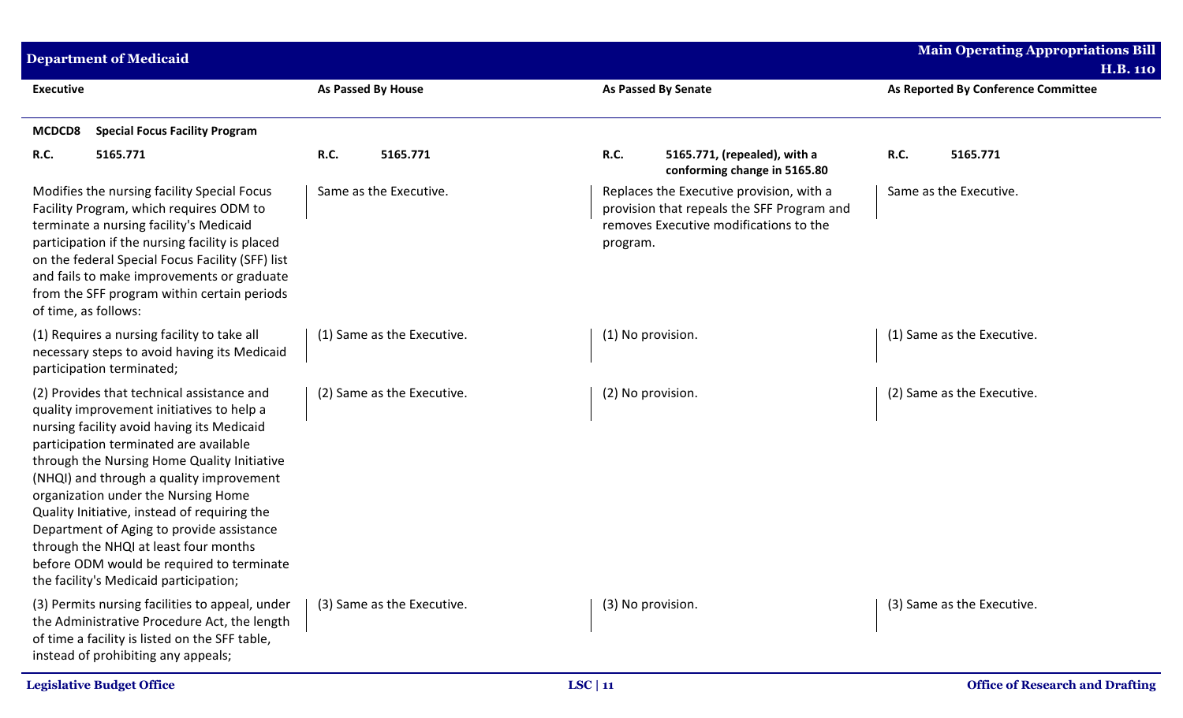| Executive | As Passed By House | As Passed By Senate | As Reported By Conference Committee |
|---|---|---|---|
| **MCDCD8 Special Focus Facility Program** | | | |
| **R.C. 5165.771** | **R.C. 5165.771** | **R.C. 5165.771, (repealed), with a conforming change in 5165.80** | **R.C. 5165.771** |
| Modifies the nursing facility Special Focus Facility Program, which requires ODM to terminate a nursing facility's Medicaid participation if the nursing facility is placed on the federal Special Focus Facility (SFF) list and fails to make improvements or graduate from the SFF program within certain periods of time, as follows: | Same as the Executive. | Replaces the Executive provision, with a provision that repeals the SFF Program and removes Executive modifications to the program. | Same as the Executive. |
| (1) Requires a nursing facility to take all necessary steps to avoid having its Medicaid participation terminated; | (1) Same as the Executive. | (1) No provision. | (1) Same as the Executive. |
| (2) Provides that technical assistance and quality improvement initiatives to help a nursing facility avoid having its Medicaid participation terminated are available through the Nursing Home Quality Initiative (NHQI) and through a quality improvement organization under the Nursing Home Quality Initiative, instead of requiring the Department of Aging to provide assistance through the NHQI at least four months before ODM would be required to terminate the facility's Medicaid participation; | (2) Same as the Executive. | (2) No provision. | (2) Same as the Executive. |
| (3) Permits nursing facilities to appeal, under the Administrative Procedure Act, the length of time a facility is listed on the SFF table, instead of prohibiting any appeals; | (3) Same as the Executive. | (3) No provision. | (3) Same as the Executive. |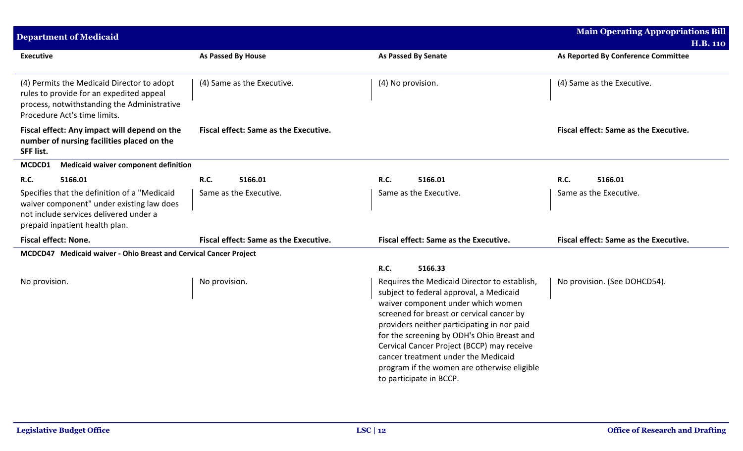| Executive | As Passed By House | As Passed By Senate | As Reported By Conference Committee |
|---|---|---|---|
| (4) Permits the Medicaid Director to adopt rules to provide for an expedited appeal process, notwithstanding the Administrative Procedure Act's time limits. | (4) Same as the Executive. | (4) No provision. | (4) Same as the Executive. |
| **Fiscal effect: Any impact will depend on the number of nursing facilities placed on the SFF list.** | **Fiscal effect: Same as the Executive.** | | **Fiscal effect: Same as the Executive.** |
| **MCDCD1 Medicaid waiver component definition** | | | |
| **R.C. 5166.01** | **R.C. 5166.01** | **R.C. 5166.01** | **R.C. 5166.01** |
| Specifies that the definition of a "Medicaid waiver component" under existing law does not include services delivered under a prepaid inpatient health plan. | Same as the Executive. | Same as the Executive. | Same as the Executive. |
| **Fiscal effect: None.** | **Fiscal effect: Same as the Executive.** | **Fiscal effect: Same as the Executive.** | **Fiscal effect: Same as the Executive.** |
| **MCDCD47 Medicaid waiver - Ohio Breast and Cervical Cancer Project** | | | |
| | | **R.C. 5166.33** | |
| No provision. | No provision. | Requires the Medicaid Director to establish, subject to federal approval, a Medicaid waiver component under which women screened for breast or cervical cancer by providers neither participating in nor paid for the screening by ODH's Ohio Breast and Cervical Cancer Project (BCCP) may receive cancer treatment under the Medicaid program if the women are otherwise eligible to participate in BCCP. | No provision. (See DOHCD54). |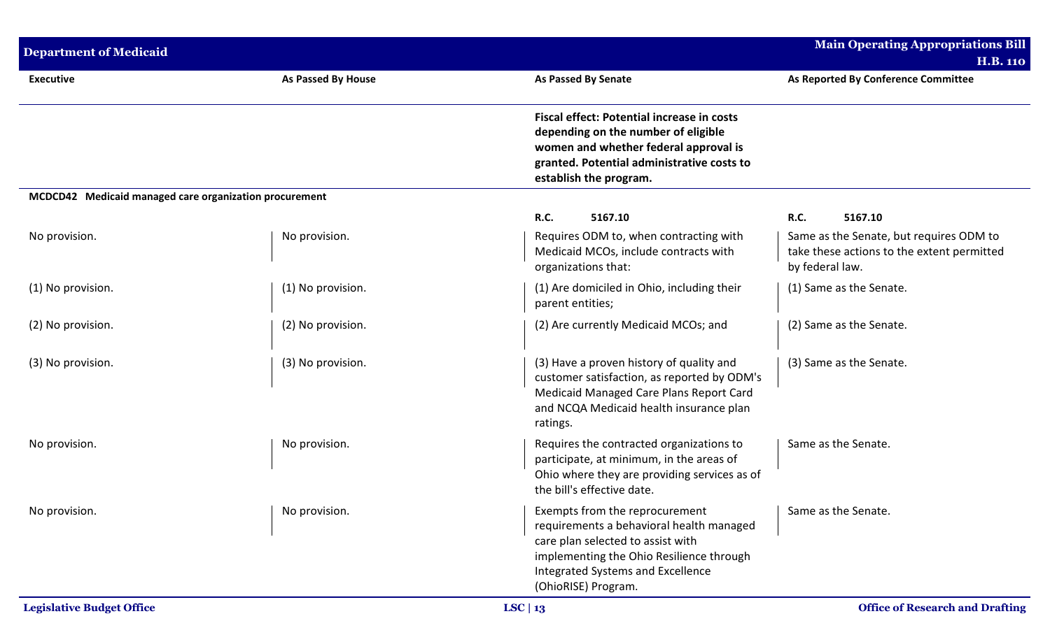| Executive | As Passed By House | As Passed By Senate | As Reported By Conference Committee |
|---|---|---|---|
| | | **Fiscal effect: Potential increase in costs depending on the number of eligible women and whether federal approval is granted. Potential administrative costs to establish the program.** | |
| **MCDCD42 Medicaid managed care organization procurement** | | | |
| | | **R.C. 5167.10** | **R.C. 5167.10** |
| No provision. | No provision. | Requires ODM to, when contracting with Medicaid MCOs, include contracts with organizations that: | Same as the Senate, but requires ODM to take these actions to the extent permitted by federal law. |
| (1) No provision. | (1) No provision. | (1) Are domiciled in Ohio, including their parent entities; | (1) Same as the Senate. |
| (2) No provision. | (2) No provision. | (2) Are currently Medicaid MCOs; and | (2) Same as the Senate. |
| (3) No provision. | (3) No provision. | (3) Have a proven history of quality and customer satisfaction, as reported by ODM's Medicaid Managed Care Plans Report Card and NCQA Medicaid health insurance plan ratings. | (3) Same as the Senate. |
| No provision. | No provision. | Requires the contracted organizations to participate, at minimum, in the areas of Ohio where they are providing services as of the bill's effective date. | Same as the Senate. |
| No provision. | No provision. | Exempts from the reprocurement requirements a behavioral health managed care plan selected to assist with implementing the Ohio Resilience through Integrated Systems and Excellence (OhioRISE) Program. | Same as the Senate. |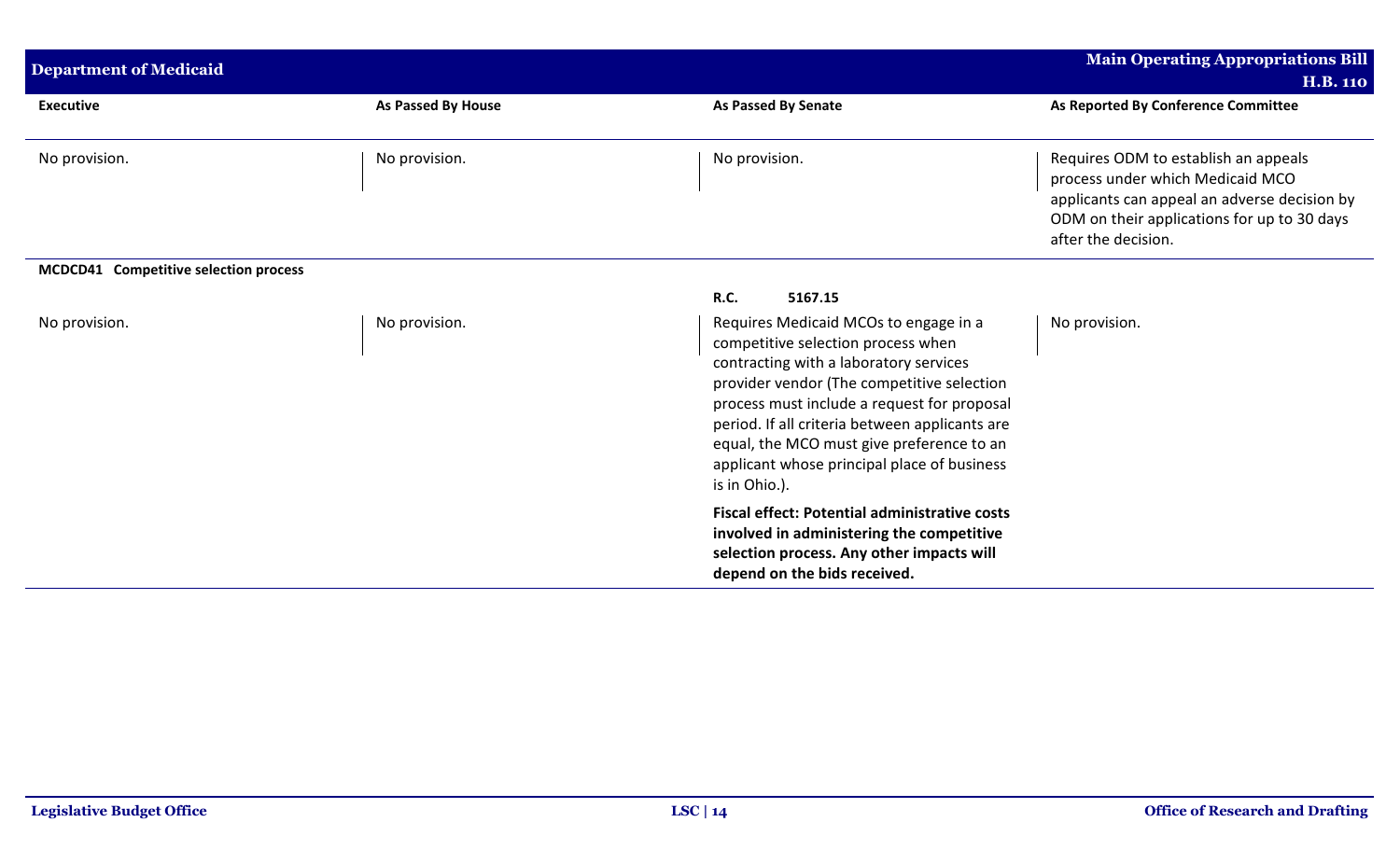| Executive | As Passed By House | As Passed By Senate | As Reported By Conference Committee |
|---|---|---|---|
| No provision. | No provision. | No provision. | Requires ODM to establish an appeals process under which Medicaid MCO applicants can appeal an adverse decision by ODM on their applications for up to 30 days after the decision. |
| **MCDCD41 Competitive selection process** | | | |
| | | **R.C. 5167.15** | |
| No provision. | No provision. | Requires Medicaid MCOs to engage in a competitive selection process when contracting with a laboratory services provider vendor (The competitive selection process must include a request for proposal period. If all criteria between applicants are equal, the MCO must give preference to an applicant whose principal place of business is in Ohio.). | No provision. |
| | | **Fiscal effect: Potential administrative costs involved in administering the competitive selection process. Any other impacts will depend on the bids received.** | |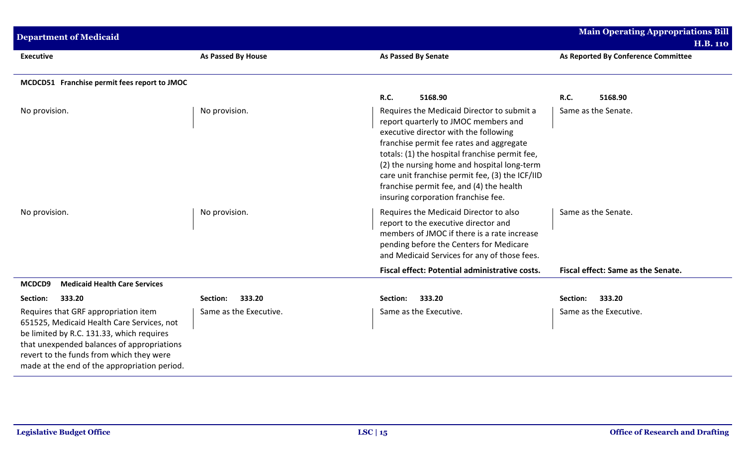| Executive | As Passed By House | As Passed By Senate | As Reported By Conference Committee |
|---|---|---|---|
| **MCDCD51 Franchise permit fees report to JMOC** | | | |
| | | **R.C. 5168.90** | **R.C. 5168.90** |
| No provision. | No provision. | Requires the Medicaid Director to submit a report quarterly to JMOC members and executive director with the following franchise permit fee rates and aggregate totals: (1) the hospital franchise permit fee, (2) the nursing home and hospital long-term care unit franchise permit fee, (3) the ICF/IID franchise permit fee, and (4) the health insuring corporation franchise fee. | Same as the Senate. |
| No provision. | No provision. | Requires the Medicaid Director to also report to the executive director and members of JMOC if there is a rate increase pending before the Centers for Medicare and Medicaid Services for any of those fees. | Same as the Senate. |
| | | **Fiscal effect: Potential administrative costs.** | **Fiscal effect: Same as the Senate.** |
| **MCDCD9 Medicaid Health Care Services** | | | |
| **Section: 333.20** | **Section: 333.20** | **Section: 333.20** | **Section: 333.20** |
| Requires that GRF appropriation item 651525, Medicaid Health Care Services, not be limited by R.C. 131.33, which requires that unexpended balances of appropriations revert to the funds from which they were made at the end of the appropriation period. | Same as the Executive. | Same as the Executive. | Same as the Executive. |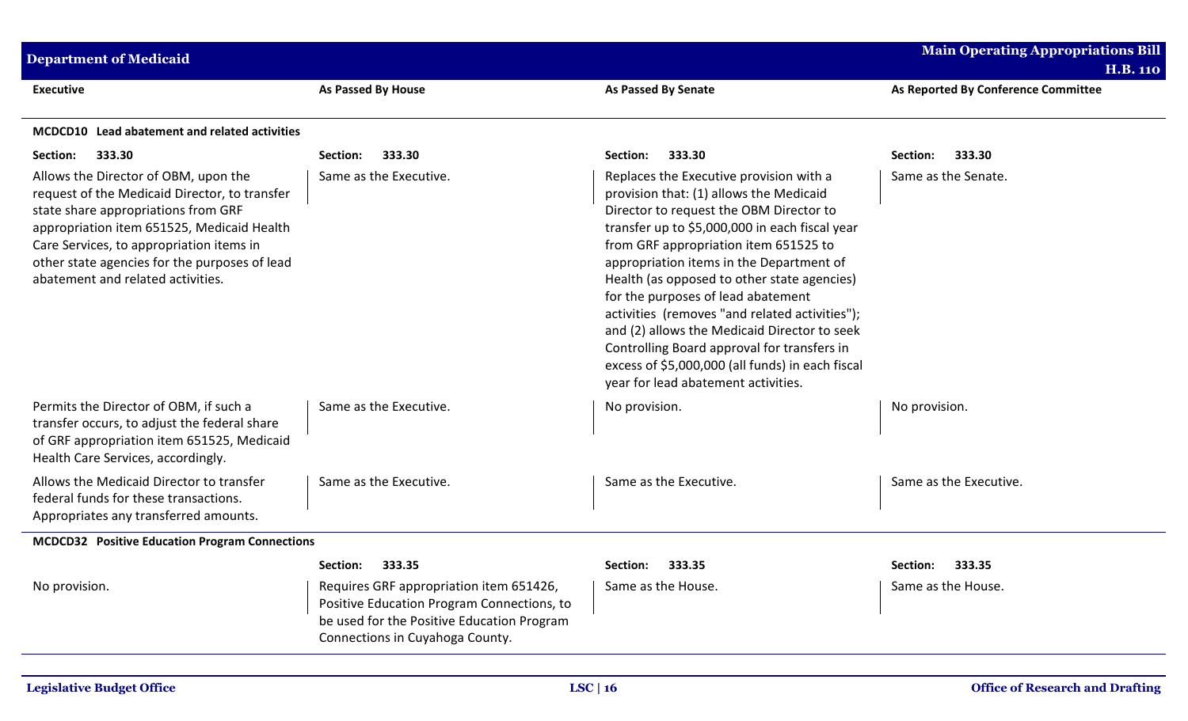| Executive | As Passed By House | As Passed By Senate | As Reported By Conference Committee |
|---|---|---|---|
| **MCDCD10 Lead abatement and related activities** | | | |
| **Section: 333.30** | **Section: 333.30** | **Section: 333.30** | **Section: 333.30** |
| Allows the Director of OBM, upon the request of the Medicaid Director, to transfer state share appropriations from GRF appropriation item 651525, Medicaid Health Care Services, to appropriation items in other state agencies for the purposes of lead abatement and related activities. | Same as the Executive. | Replaces the Executive provision with a provision that: (1) allows the Medicaid Director to request the OBM Director to transfer up to $5,000,000 in each fiscal year from GRF appropriation item 651525 to appropriation items in the Department of Health (as opposed to other state agencies) for the purposes of lead abatement activities (removes "and related activities"); and (2) allows the Medicaid Director to seek Controlling Board approval for transfers in excess of $5,000,000 (all funds) in each fiscal year for lead abatement activities. | Same as the Senate. |
| Permits the Director of OBM, if such a transfer occurs, to adjust the federal share of GRF appropriation item 651525, Medicaid Health Care Services, accordingly. | Same as the Executive. | No provision. | No provision. |
| Allows the Medicaid Director to transfer federal funds for these transactions. Appropriates any transferred amounts. | Same as the Executive. | Same as the Executive. | Same as the Executive. |
| **MCDCD32 Positive Education Program Connections** | | | |
| | **Section: 333.35** | **Section: 333.35** | **Section: 333.35** |
| No provision. | Requires GRF appropriation item 651426, Positive Education Program Connections, to be used for the Positive Education Program Connections in Cuyahoga County. | Same as the House. | Same as the House. |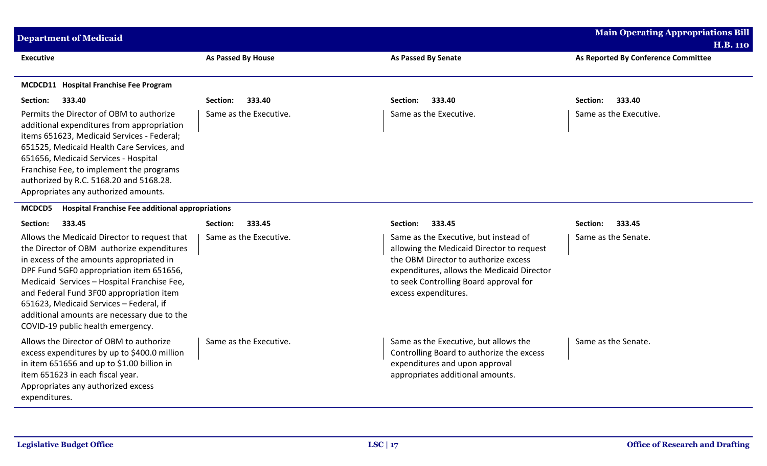| Executive | As Passed By House | As Passed By Senate | As Reported By Conference Committee |
|---|---|---|---|
| **MCDCD11 Hospital Franchise Fee Program** | | | |
| **Section: 333.40** | **Section: 333.40** | **Section: 333.40** | **Section: 333.40** |
| Permits the Director of OBM to authorize additional expenditures from appropriation items 651623, Medicaid Services - Federal; 651525, Medicaid Health Care Services, and 651656, Medicaid Services - Hospital Franchise Fee, to implement the programs authorized by R.C. 5168.20 and 5168.28. Appropriates any authorized amounts. | Same as the Executive. | Same as the Executive. | Same as the Executive. |
| **MCDCD5 Hospital Franchise Fee additional appropriations** | | | |
| **Section: 333.45** | **Section: 333.45** | **Section: 333.45** | **Section: 333.45** |
| Allows the Medicaid Director to request that the Director of OBM authorize expenditures in excess of the amounts appropriated in DPF Fund 5GF0 appropriation item 651656, Medicaid Services – Hospital Franchise Fee, and Federal Fund 3F00 appropriation item 651623, Medicaid Services – Federal, if additional amounts are necessary due to the COVID-19 public health emergency. | Same as the Executive. | Same as the Executive, but instead of allowing the Medicaid Director to request the OBM Director to authorize excess expenditures, allows the Medicaid Director to seek Controlling Board approval for excess expenditures. | Same as the Senate. |
| Allows the Director of OBM to authorize excess expenditures by up to $400.0 million in item 651656 and up to $1.00 billion in item 651623 in each fiscal year. Appropriates any authorized excess expenditures. | Same as the Executive. | Same as the Executive, but allows the Controlling Board to authorize the excess expenditures and upon approval appropriates additional amounts. | Same as the Senate. |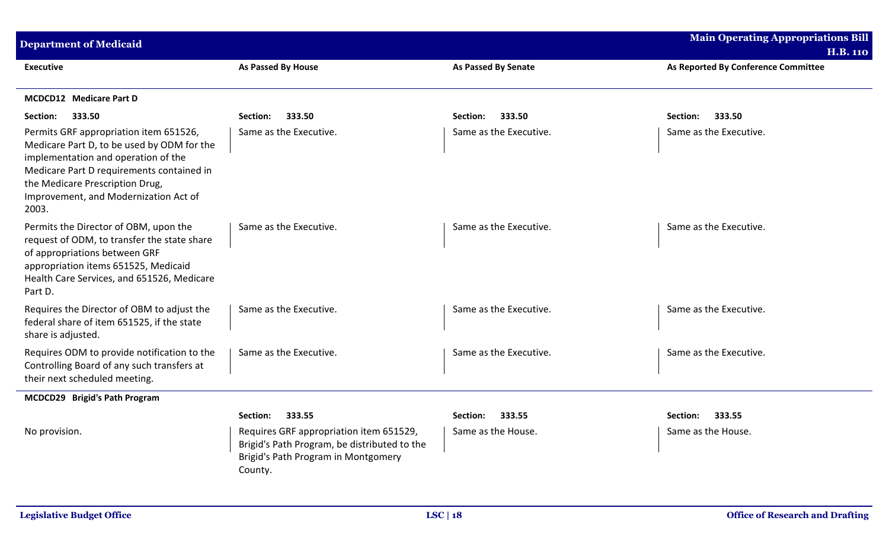| Executive | As Passed By House | As Passed By Senate | As Reported By Conference Committee |
|---|---|---|---|
| **MCDCD12 Medicare Part D** | | | |
| **Section: 333.50** | **Section: 333.50** | **Section: 333.50** | **Section: 333.50** |
| Permits GRF appropriation item 651526, Medicare Part D, to be used by ODM for the implementation and operation of the Medicare Part D requirements contained in the Medicare Prescription Drug, Improvement, and Modernization Act of 2003. | Same as the Executive. | Same as the Executive. | Same as the Executive. |
| Permits the Director of OBM, upon the request of ODM, to transfer the state share of appropriations between GRF appropriation items 651525, Medicaid Health Care Services, and 651526, Medicare Part D. | Same as the Executive. | Same as the Executive. | Same as the Executive. |
| Requires the Director of OBM to adjust the federal share of item 651525, if the state share is adjusted. | Same as the Executive. | Same as the Executive. | Same as the Executive. |
| Requires ODM to provide notification to the Controlling Board of any such transfers at their next scheduled meeting. | Same as the Executive. | Same as the Executive. | Same as the Executive. |
| **MCDCD29 Brigid's Path Program** | | | |
| | **Section: 333.55** | **Section: 333.55** | **Section: 333.55** |
| No provision. | Requires GRF appropriation item 651529, Brigid's Path Program, be distributed to the Brigid's Path Program in Montgomery County. | Same as the House. | Same as the House. |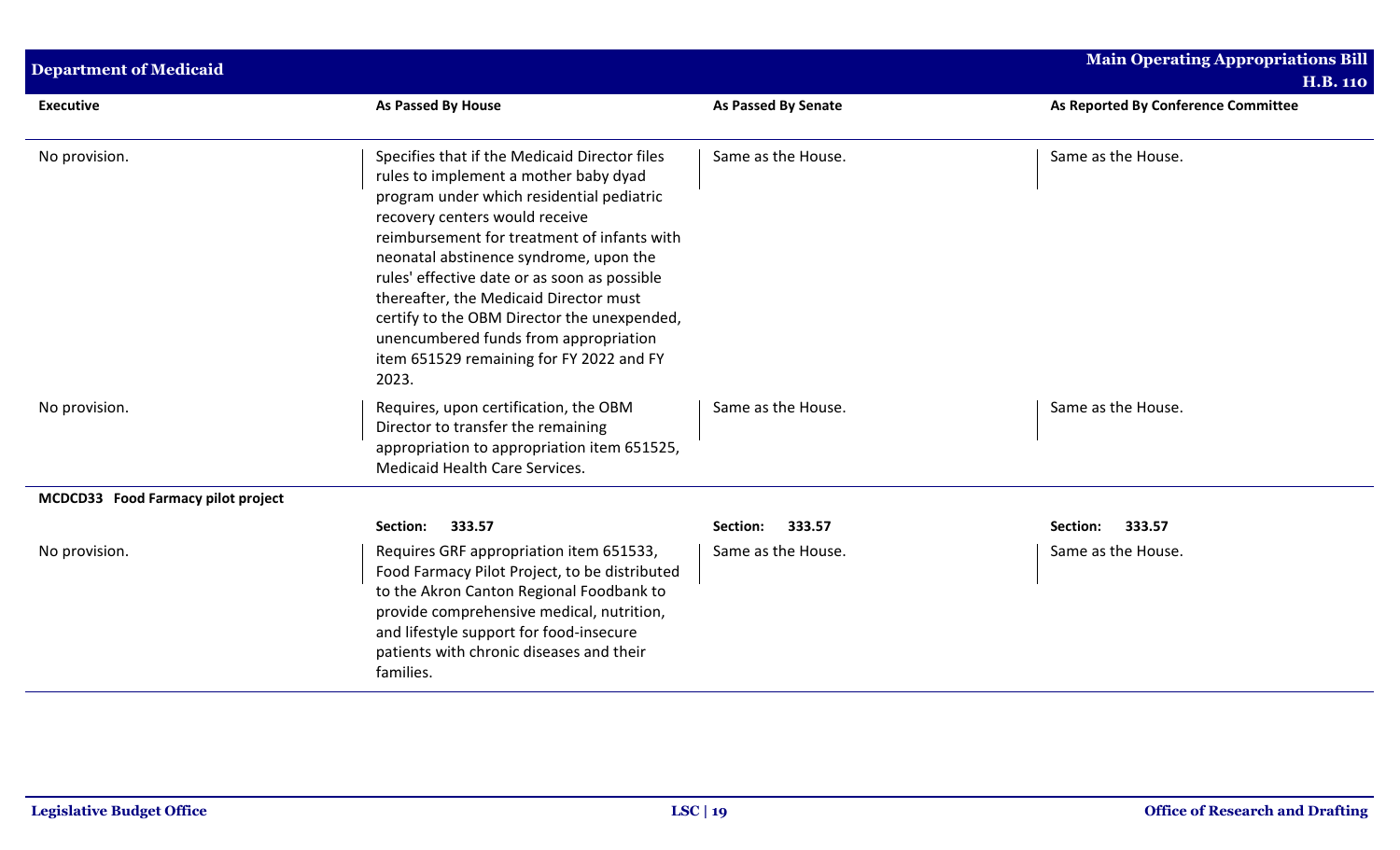| Executive | As Passed By House | As Passed By Senate | As Reported By Conference Committee |
|---|---|---|---|
| No provision. | Specifies that if the Medicaid Director files rules to implement a mother baby dyad program under which residential pediatric recovery centers would receive reimbursement for treatment of infants with neonatal abstinence syndrome, upon the rules' effective date or as soon as possible thereafter, the Medicaid Director must certify to the OBM Director the unexpended, unencumbered funds from appropriation item 651529 remaining for FY 2022 and FY 2023. | Same as the House. | Same as the House. |
| No provision. | Requires, upon certification, the OBM Director to transfer the remaining appropriation to appropriation item 651525, Medicaid Health Care Services. | Same as the House. | Same as the House. |
| **MCDCD33 Food Farmacy pilot project** | | | |
| | **Section: 333.57** | **Section: 333.57** | **Section: 333.57** |
| No provision. | Requires GRF appropriation item 651533, Food Farmacy Pilot Project, to be distributed to the Akron Canton Regional Foodbank to provide comprehensive medical, nutrition, and lifestyle support for food-insecure patients with chronic diseases and their families. | Same as the House. | Same as the House. |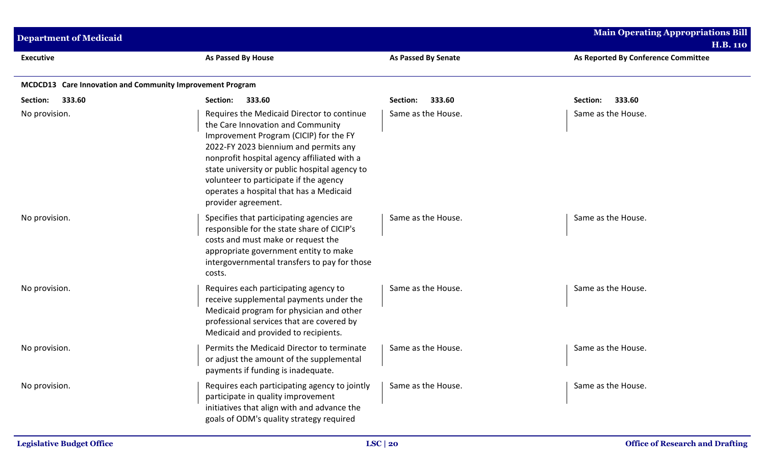| Executive | As Passed By House | As Passed By Senate | As Reported By Conference Committee |
|---|---|---|---|
| **MCDCD13 Care Innovation and Community Improvement Program** | | | |
| **Section: 333.60** | **Section: 333.60** | **Section: 333.60** | **Section: 333.60** |
| No provision. | Requires the Medicaid Director to continue the Care Innovation and Community Improvement Program (CICIP) for the FY 2022-FY 2023 biennium and permits any nonprofit hospital agency affiliated with a state university or public hospital agency to volunteer to participate if the agency operates a hospital that has a Medicaid provider agreement. | Same as the House. | Same as the House. |
| No provision. | Specifies that participating agencies are responsible for the state share of CICIP's costs and must make or request the appropriate government entity to make intergovernmental transfers to pay for those costs. | Same as the House. | Same as the House. |
| No provision. | Requires each participating agency to receive supplemental payments under the Medicaid program for physician and other professional services that are covered by Medicaid and provided to recipients. | Same as the House. | Same as the House. |
| No provision. | Permits the Medicaid Director to terminate or adjust the amount of the supplemental payments if funding is inadequate. | Same as the House. | Same as the House. |
| No provision. | Requires each participating agency to jointly participate in quality improvement initiatives that align with and advance the goals of ODM's quality strategy required | Same as the House. | Same as the House. |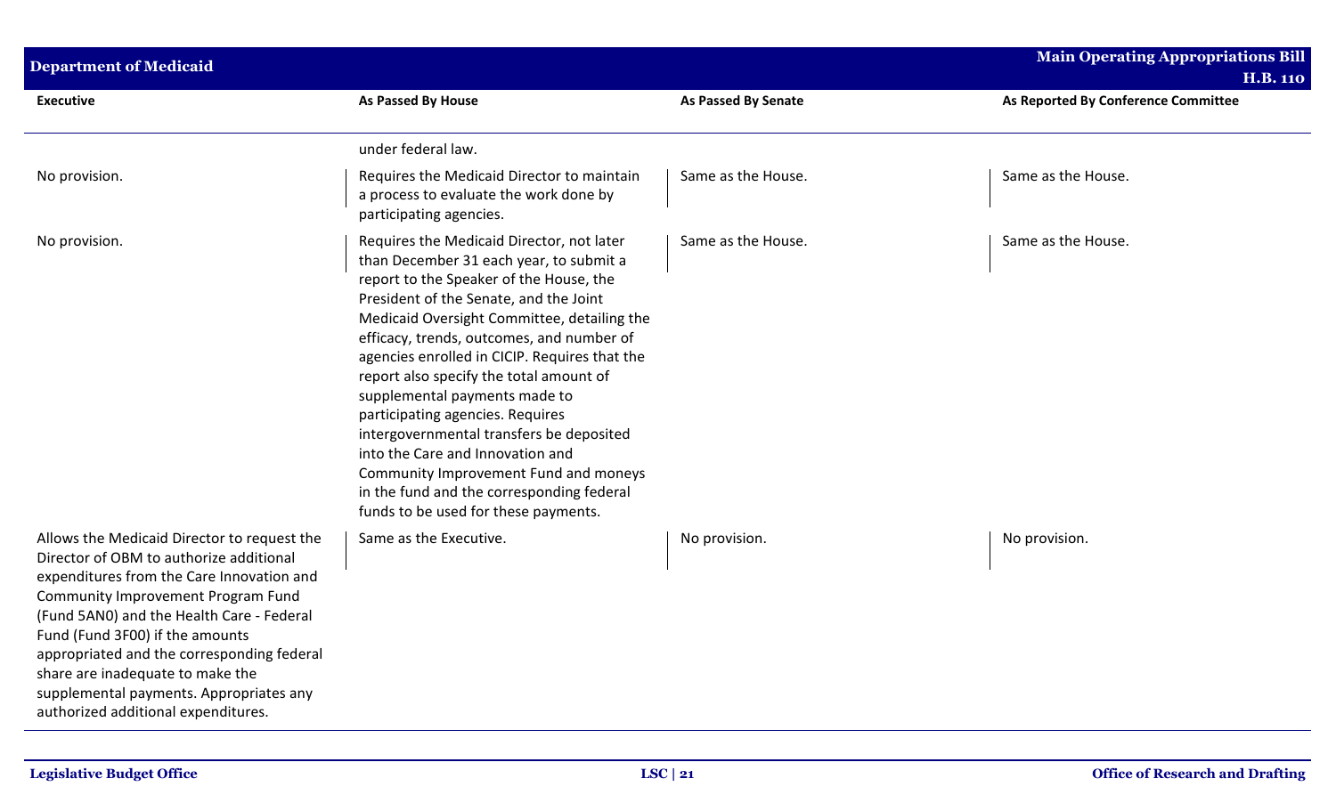| Executive | As Passed By House | As Passed By Senate | As Reported By Conference Committee |
|---|---|---|---|
| | under federal law. | | |
| No provision. | Requires the Medicaid Director to maintain a process to evaluate the work done by participating agencies. | Same as the House. | Same as the House. |
| No provision. | Requires the Medicaid Director, not later than December 31 each year, to submit a report to the Speaker of the House, the President of the Senate, and the Joint Medicaid Oversight Committee, detailing the efficacy, trends, outcomes, and number of agencies enrolled in CICIP. Requires that the report also specify the total amount of supplemental payments made to participating agencies. Requires intergovernmental transfers be deposited into the Care and Innovation and Community Improvement Fund and moneys in the fund and the corresponding federal funds to be used for these payments. | Same as the House. | Same as the House. |
| Allows the Medicaid Director to request the Director of OBM to authorize additional expenditures from the Care Innovation and Community Improvement Program Fund (Fund 5AN0) and the Health Care - Federal Fund (Fund 3F00) if the amounts appropriated and the corresponding federal share are inadequate to make the supplemental payments. Appropriates any authorized additional expenditures. | Same as the Executive. | No provision. | No provision. |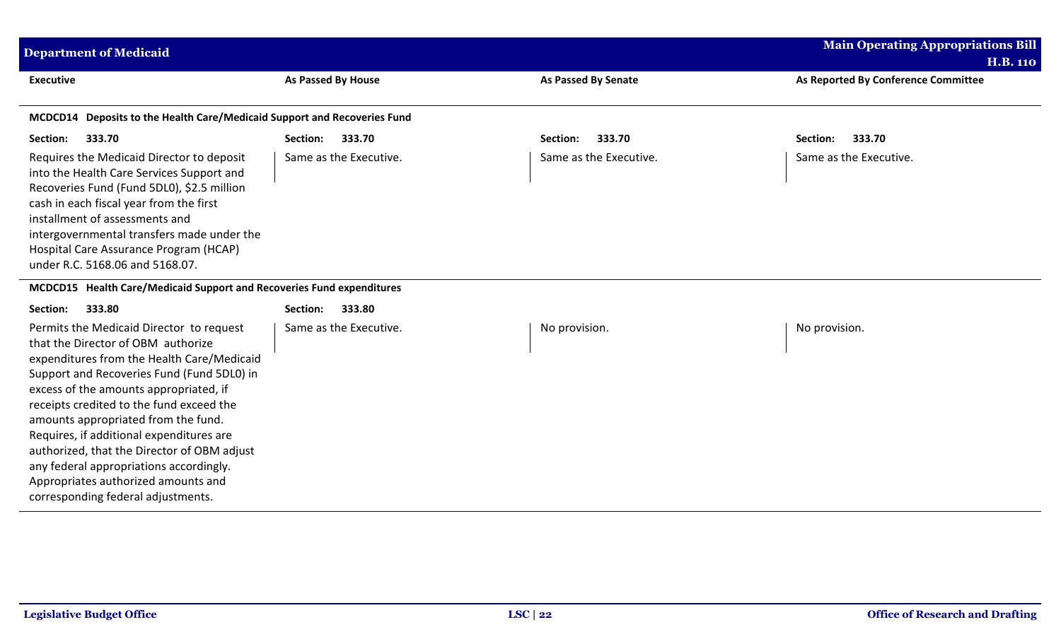| Executive | As Passed By House | As Passed By Senate | As Reported By Conference Committee |
|---|---|---|---|
| **MCDCD14 Deposits to the Health Care/Medicaid Support and Recoveries Fund** | | | |
| **Section: 333.70** | **Section: 333.70** | **Section: 333.70** | **Section: 333.70** |
| Requires the Medicaid Director to deposit into the Health Care Services Support and Recoveries Fund (Fund 5DL0), $2.5 million cash in each fiscal year from the first installment of assessments and intergovernmental transfers made under the Hospital Care Assurance Program (HCAP) under R.C. 5168.06 and 5168.07. | Same as the Executive. | Same as the Executive. | Same as the Executive. |
| **MCDCD15 Health Care/Medicaid Support and Recoveries Fund expenditures** | | | |
| **Section: 333.80** | **Section: 333.80** | | |
| Permits the Medicaid Director to request that the Director of OBM authorize expenditures from the Health Care/Medicaid Support and Recoveries Fund (Fund 5DL0) in excess of the amounts appropriated, if receipts credited to the fund exceed the amounts appropriated from the fund. Requires, if additional expenditures are authorized, that the Director of OBM adjust any federal appropriations accordingly. Appropriates authorized amounts and corresponding federal adjustments. | Same as the Executive. | No provision. | No provision. |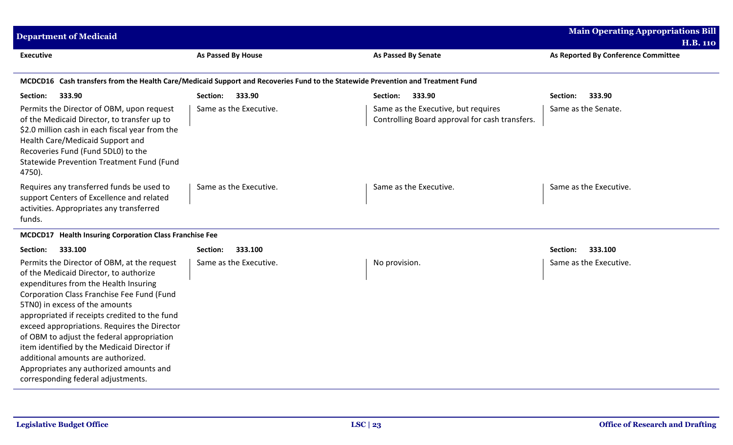| Executive | As Passed By House | As Passed By Senate | As Reported By Conference Committee |
|---|---|---|---|
| **MCDCD16 Cash transfers from the Health Care/Medicaid Support and Recoveries Fund to the Statewide Prevention and Treatment Fund** | | | |
| **Section: 333.90** | **Section: 333.90** | **Section: 333.90** | **Section: 333.90** |
| Permits the Director of OBM, upon request of the Medicaid Director, to transfer up to $2.0 million cash in each fiscal year from the Health Care/Medicaid Support and Recoveries Fund (Fund 5DL0) to the Statewide Prevention Treatment Fund (Fund 4750). | Same as the Executive. | Same as the Executive, but requires Controlling Board approval for cash transfers. | Same as the Senate. |
| Requires any transferred funds be used to support Centers of Excellence and related activities. Appropriates any transferred funds. | Same as the Executive. | Same as the Executive. | Same as the Executive. |
| **MCDCD17 Health Insuring Corporation Class Franchise Fee** | | | |
| **Section: 333.100** | **Section: 333.100** | | **Section: 333.100** |
| Permits the Director of OBM, at the request of the Medicaid Director, to authorize expenditures from the Health Insuring Corporation Class Franchise Fee Fund (Fund 5TN0) in excess of the amounts appropriated if receipts credited to the fund exceed appropriations. Requires the Director of OBM to adjust the federal appropriation item identified by the Medicaid Director if additional amounts are authorized. Appropriates any authorized amounts and corresponding federal adjustments. | Same as the Executive. | No provision. | Same as the Executive. |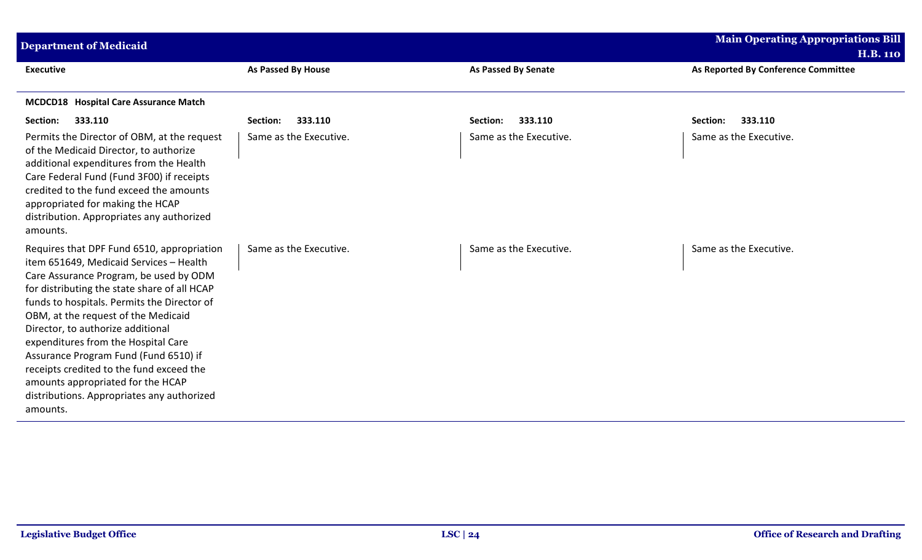| Executive | As Passed By House | As Passed By Senate | As Reported By Conference Committee |
|---|---|---|---|
| **MCDCD18 Hospital Care Assurance Match** | | | |
| **Section: 333.110** | **Section: 333.110** | **Section: 333.110** | **Section: 333.110** |
| Permits the Director of OBM, at the request of the Medicaid Director, to authorize additional expenditures from the Health Care Federal Fund (Fund 3F00) if receipts credited to the fund exceed the amounts appropriated for making the HCAP distribution. Appropriates any authorized amounts. | Same as the Executive. | Same as the Executive. | Same as the Executive. |
| Requires that DPF Fund 6510, appropriation item 651649, Medicaid Services – Health Care Assurance Program, be used by ODM for distributing the state share of all HCAP funds to hospitals. Permits the Director of OBM, at the request of the Medicaid Director, to authorize additional expenditures from the Hospital Care Assurance Program Fund (Fund 6510) if receipts credited to the fund exceed the amounts appropriated for the HCAP distributions. Appropriates any authorized amounts. | Same as the Executive. | Same as the Executive. | Same as the Executive. |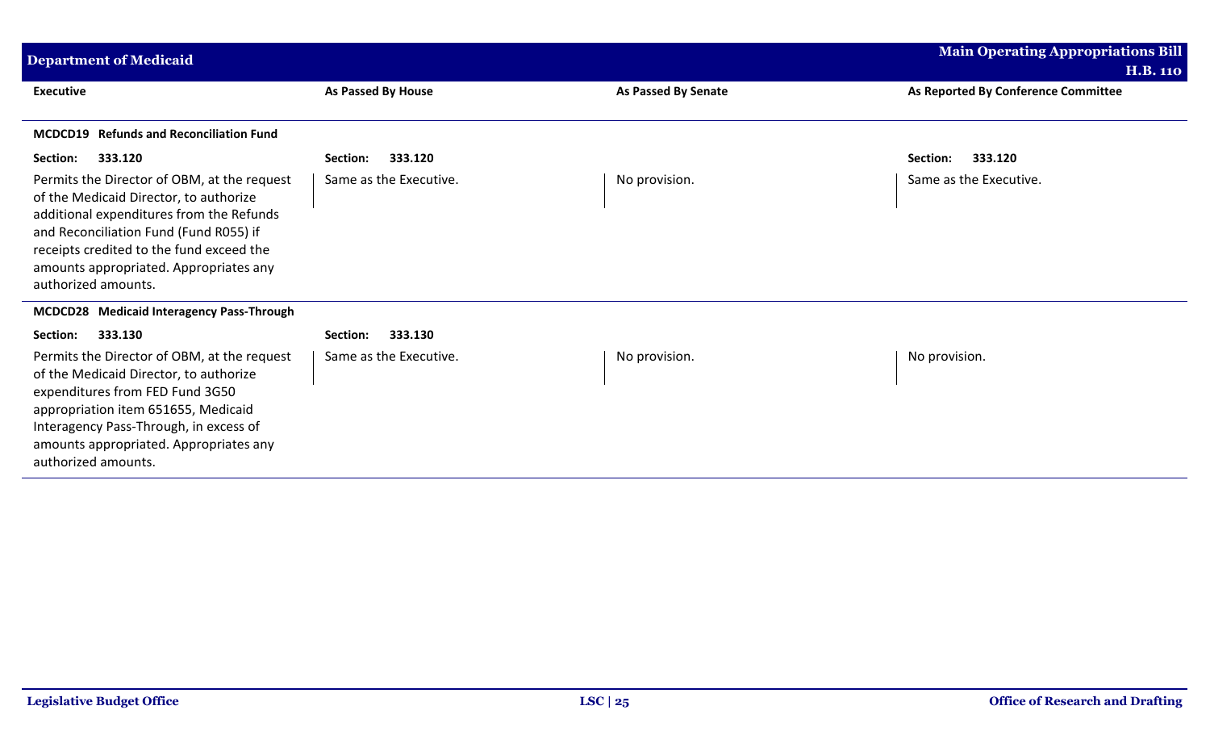| Executive | As Passed By House | As Passed By Senate | As Reported By Conference Committee |
|---|---|---|---|
| **MCDCD19 Refunds and Reconciliation Fund** | | | |
| **Section: 333.120** | **Section: 333.120** | | **Section: 333.120** |
| Permits the Director of OBM, at the request of the Medicaid Director, to authorize additional expenditures from the Refunds and Reconciliation Fund (Fund R055) if receipts credited to the fund exceed the amounts appropriated. Appropriates any authorized amounts. | Same as the Executive. | No provision. | Same as the Executive. |
| **MCDCD28 Medicaid Interagency Pass-Through** | | | |
| **Section: 333.130** | **Section: 333.130** | | |
| Permits the Director of OBM, at the request of the Medicaid Director, to authorize expenditures from FED Fund 3G50 appropriation item 651655, Medicaid Interagency Pass-Through, in excess of amounts appropriated. Appropriates any authorized amounts. | Same as the Executive. | No provision. | No provision. |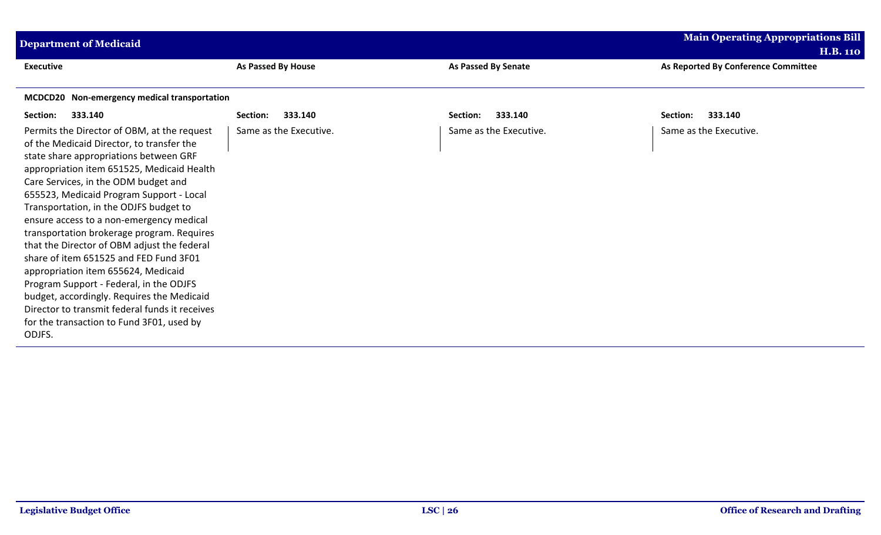| Executive | As Passed By House | As Passed By Senate | As Reported By Conference Committee |
|---|---|---|---|
| **MCDCD20 Non-emergency medical transportation** | | | |
| **Section: 333.140** | **Section: 333.140** | **Section: 333.140** | **Section: 333.140** |
| Permits the Director of OBM, at the request of the Medicaid Director, to transfer the state share appropriations between GRF appropriation item 651525, Medicaid Health Care Services, in the ODM budget and 655523, Medicaid Program Support - Local Transportation, in the ODJFS budget to ensure access to a non-emergency medical transportation brokerage program. Requires that the Director of OBM adjust the federal share of item 651525 and FED Fund 3F01 appropriation item 655624, Medicaid Program Support - Federal, in the ODJFS budget, accordingly. Requires the Medicaid Director to transmit federal funds it receives for the transaction to Fund 3F01, used by ODJFS. | Same as the Executive. | Same as the Executive. | Same as the Executive. |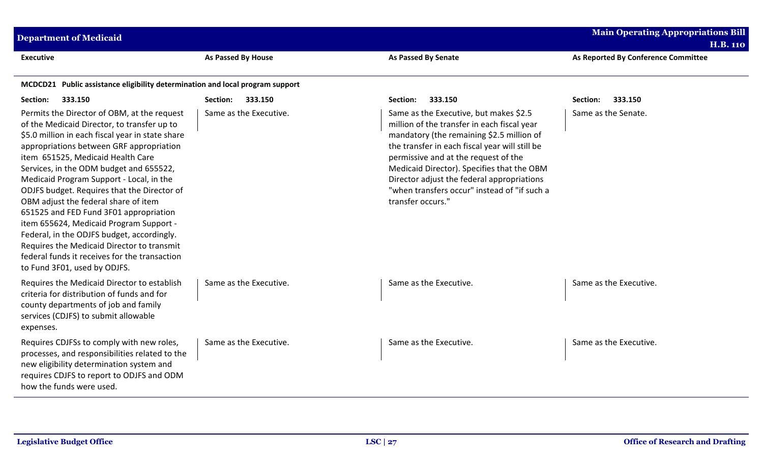| Executive | As Passed By House | As Passed By Senate | As Reported By Conference Committee |
|---|---|---|---|
| **MCDCD21 Public assistance eligibility determination and local program support** | | | |
| **Section: 333.150** | **Section: 333.150** | **Section: 333.150** | **Section: 333.150** |
| Permits the Director of OBM, at the request of the Medicaid Director, to transfer up to $5.0 million in each fiscal year in state share appropriations between GRF appropriation item 651525, Medicaid Health Care Services, in the ODM budget and 655522, Medicaid Program Support - Local, in the ODJFS budget. Requires that the Director of OBM adjust the federal share of item 651525 and FED Fund 3F01 appropriation item 655624, Medicaid Program Support - Federal, in the ODJFS budget, accordingly. Requires the Medicaid Director to transmit federal funds it receives for the transaction to Fund 3F01, used by ODJFS. | Same as the Executive. | Same as the Executive, but makes $2.5 million of the transfer in each fiscal year mandatory (the remaining $2.5 million of the transfer in each fiscal year will still be permissive and at the request of the Medicaid Director). Specifies that the OBM Director adjust the federal appropriations "when transfers occur" instead of "if such a transfer occurs." | Same as the Senate. |
| Requires the Medicaid Director to establish criteria for distribution of funds and for county departments of job and family services (CDJFS) to submit allowable expenses. | Same as the Executive. | Same as the Executive. | Same as the Executive. |
| Requires CDJFSs to comply with new roles, processes, and responsibilities related to the new eligibility determination system and requires CDJFS to report to ODJFS and ODM how the funds were used. | Same as the Executive. | Same as the Executive. | Same as the Executive. |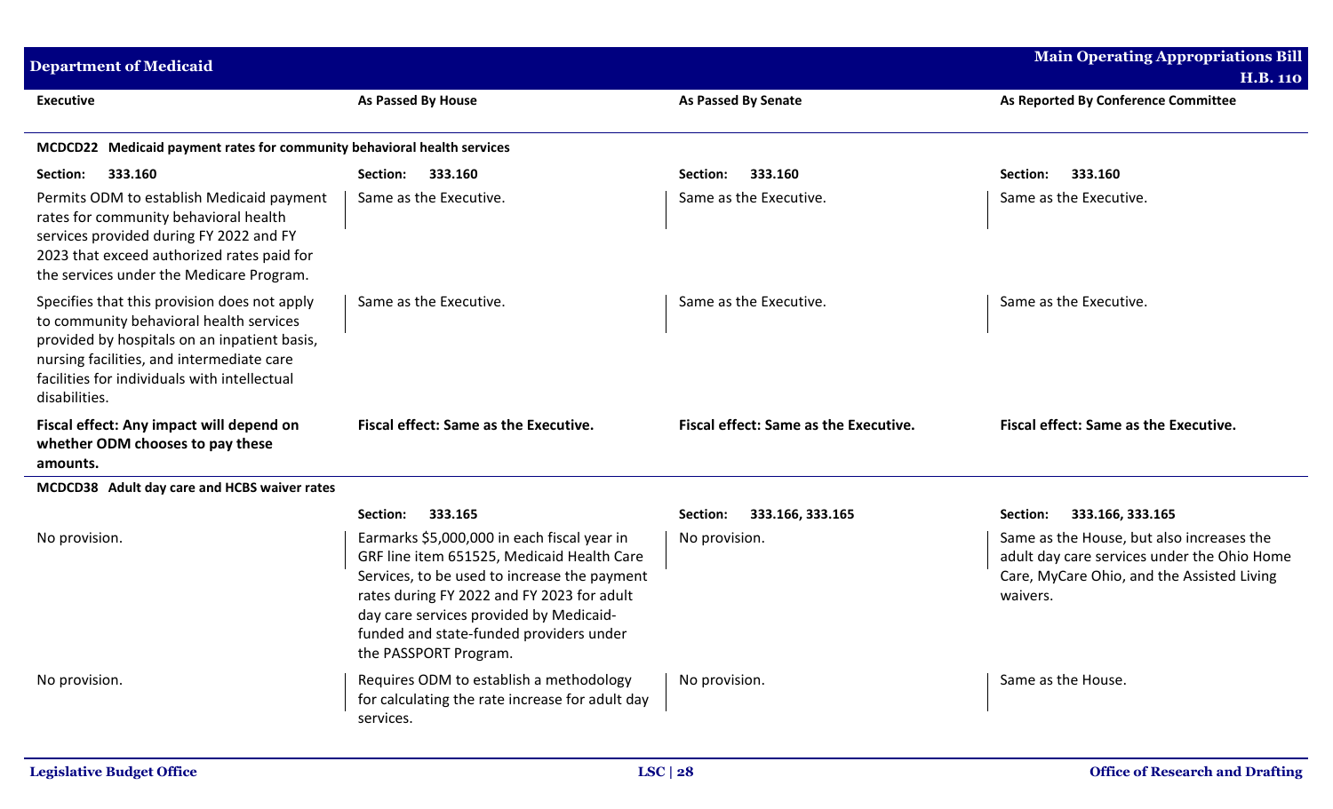| Executive | As Passed By House | As Passed By Senate | As Reported By Conference Committee |
|---|---|---|---|
| **MCDCD22 Medicaid payment rates for community behavioral health services** | | | |
| **Section: 333.160** | **Section: 333.160** | **Section: 333.160** | **Section: 333.160** |
| Permits ODM to establish Medicaid payment rates for community behavioral health services provided during FY 2022 and FY 2023 that exceed authorized rates paid for the services under the Medicare Program. | Same as the Executive. | Same as the Executive. | Same as the Executive. |
| Specifies that this provision does not apply to community behavioral health services provided by hospitals on an inpatient basis, nursing facilities, and intermediate care facilities for individuals with intellectual disabilities. | Same as the Executive. | Same as the Executive. | Same as the Executive. |
| **Fiscal effect: Any impact will depend on whether ODM chooses to pay these amounts.** | **Fiscal effect: Same as the Executive.** | **Fiscal effect: Same as the Executive.** | **Fiscal effect: Same as the Executive.** |
| **MCDCD38 Adult day care and HCBS waiver rates** | | | |
| | **Section: 333.165** | **Section: 333.166, 333.165** | **Section: 333.166, 333.165** |
| No provision. | Earmarks $5,000,000 in each fiscal year in GRF line item 651525, Medicaid Health Care Services, to be used to increase the payment rates during FY 2022 and FY 2023 for adult day care services provided by Medicaid-funded and state-funded providers under the PASSPORT Program. | No provision. | Same as the House, but also increases the adult day care services under the Ohio Home Care, MyCare Ohio, and the Assisted Living waivers. |
| No provision. | Requires ODM to establish a methodology for calculating the rate increase for adult day services. | No provision. | Same as the House. |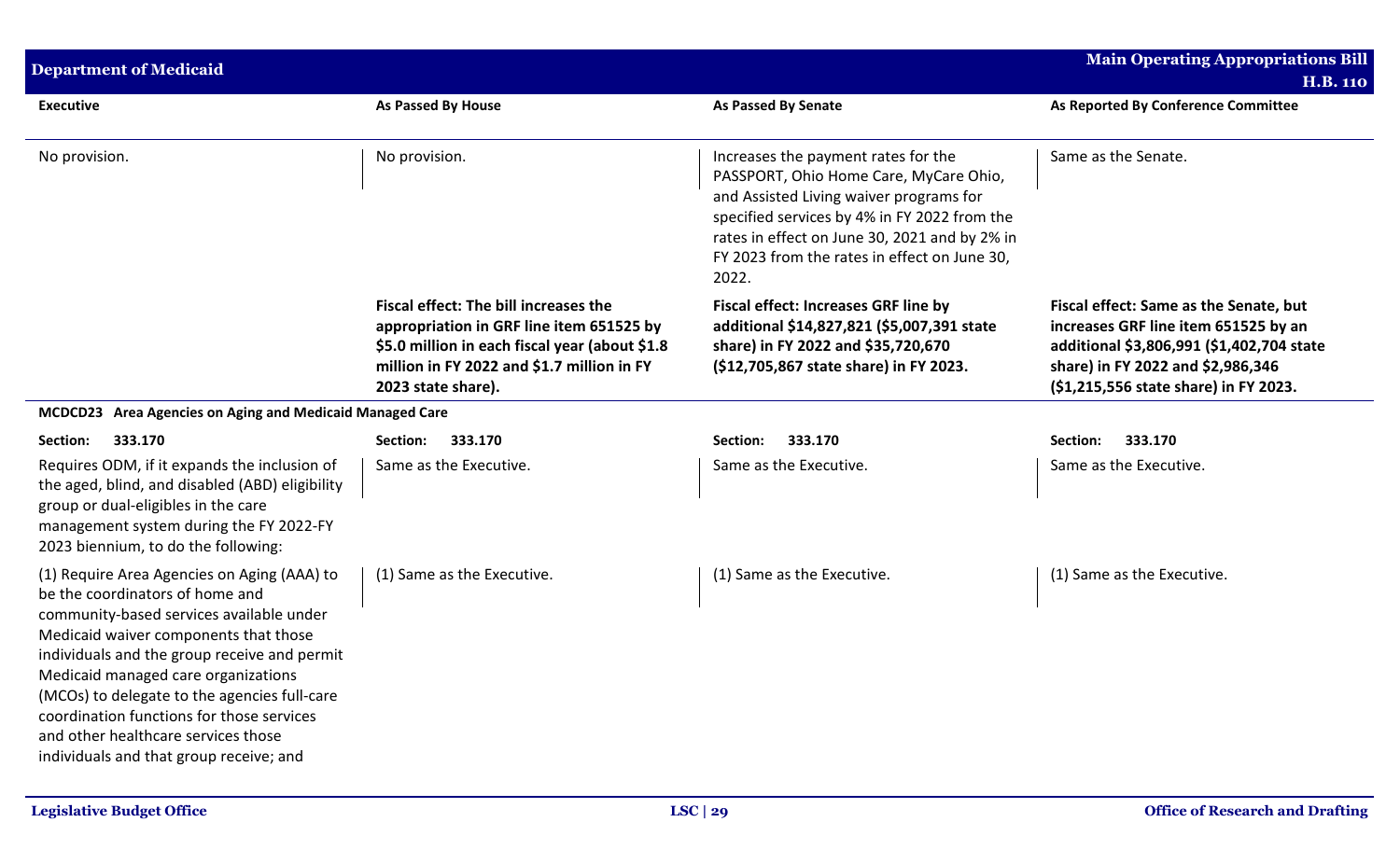| Executive | As Passed By House | As Passed By Senate | As Reported By Conference Committee |
|---|---|---|---|
| No provision. | No provision. | Increases the payment rates for the PASSPORT, Ohio Home Care, MyCare Ohio, and Assisted Living waiver programs for specified services by 4% in FY 2022 from the rates in effect on June 30, 2021 and by 2% in FY 2023 from the rates in effect on June 30, 2022. | Same as the Senate. |
| | **Fiscal effect: The bill increases the appropriation in GRF line item 651525 by \$5.0 million in each fiscal year (about \$1.8 million in FY 2022 and \$1.7 million in FY 2023 state share).** | **Fiscal effect: Increases GRF line by additional \$14,827,821 (\$5,007,391 state share) in FY 2022 and \$35,720,670 (\$12,705,867 state share) in FY 2023.** | **Fiscal effect: Same as the Senate, but increases GRF line item 651525 by an additional \$3,806,991 (\$1,402,704 state share) in FY 2022 and \$2,986,346 (\$1,215,556 state share) in FY 2023.** |
| **MCDCD23 Area Agencies on Aging and Medicaid Managed Care** | | | |
| **Section: 333.170** | **Section: 333.170** | **Section: 333.170** | **Section: 333.170** |
| Requires ODM, if it expands the inclusion of the aged, blind, and disabled (ABD) eligibility group or dual-eligibles in the care management system during the FY 2022-FY 2023 biennium, to do the following: | Same as the Executive. | Same as the Executive. | Same as the Executive. |
| (1) Require Area Agencies on Aging (AAA) to be the coordinators of home and community-based services available under Medicaid waiver components that those individuals and the group receive and permit Medicaid managed care organizations (MCOs) to delegate to the agencies full-care coordination functions for those services and other healthcare services those individuals and that group receive; and | (1) Same as the Executive. | (1) Same as the Executive. | (1) Same as the Executive. |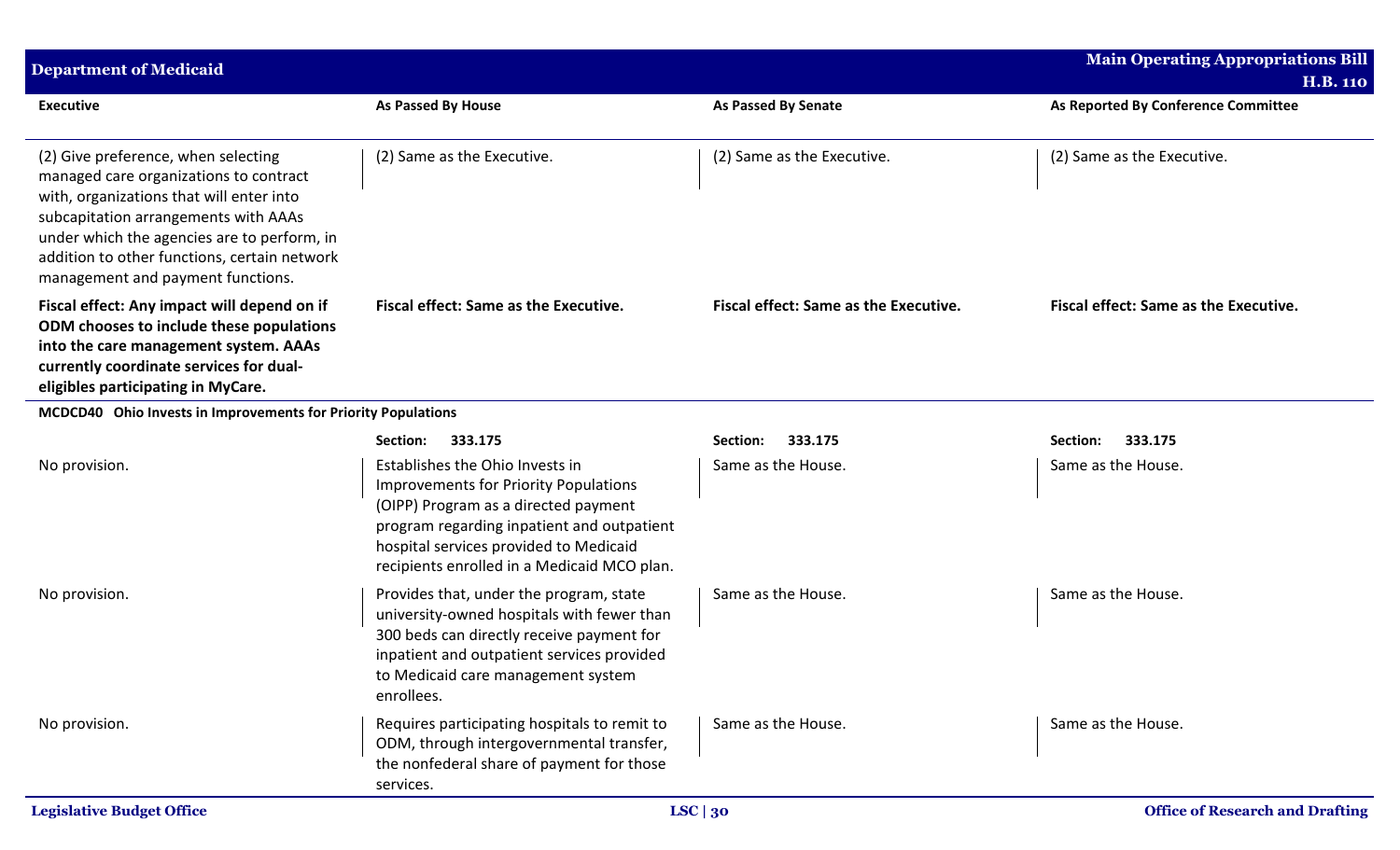| Executive | As Passed By House | As Passed By Senate | As Reported By Conference Committee |
|---|---|---|---|
| (2) Give preference, when selecting managed care organizations to contract with, organizations that will enter into subcapitation arrangements with AAAs under which the agencies are to perform, in addition to other functions, certain network management and payment functions. | (2) Same as the Executive. | (2) Same as the Executive. | (2) Same as the Executive. |
| **Fiscal effect: Any impact will depend on if ODM chooses to include these populations into the care management system. AAAs currently coordinate services for dual-eligibles participating in MyCare.** | **Fiscal effect: Same as the Executive.** | **Fiscal effect: Same as the Executive.** | **Fiscal effect: Same as the Executive.** |
| **MCDCD40 Ohio Invests in Improvements for Priority Populations** | | | |
| | **Section: 333.175** | **Section: 333.175** | **Section: 333.175** |
| No provision. | Establishes the Ohio Invests in Improvements for Priority Populations (OIPP) Program as a directed payment program regarding inpatient and outpatient hospital services provided to Medicaid recipients enrolled in a Medicaid MCO plan. | Same as the House. | Same as the House. |
| No provision. | Provides that, under the program, state university-owned hospitals with fewer than 300 beds can directly receive payment for inpatient and outpatient services provided to Medicaid care management system enrollees. | Same as the House. | Same as the House. |
| No provision. | Requires participating hospitals to remit to ODM, through intergovernmental transfer, the nonfederal share of payment for those services. | Same as the House. | Same as the House. |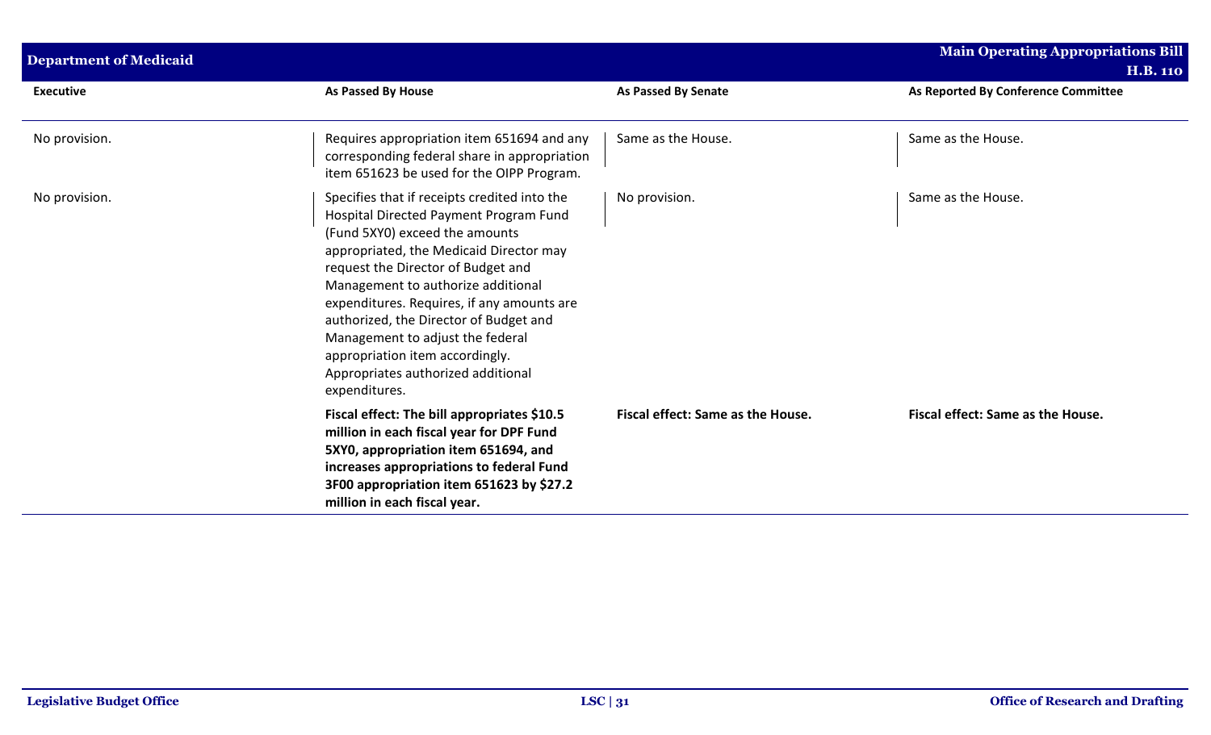| Executive | As Passed By House | As Passed By Senate | As Reported By Conference Committee |
|---|---|---|---|
| No provision. | Requires appropriation item 651694 and any corresponding federal share in appropriation item 651623 be used for the OIPP Program. | Same as the House. | Same as the House. |
| No provision. | Specifies that if receipts credited into the Hospital Directed Payment Program Fund (Fund 5XY0) exceed the amounts appropriated, the Medicaid Director may request the Director of Budget and Management to authorize additional expenditures. Requires, if any amounts are authorized, the Director of Budget and Management to adjust the federal appropriation item accordingly. Appropriates authorized additional expenditures. | No provision. | Same as the House. |
| | **Fiscal effect: The bill appropriates $10.5 million in each fiscal year for DPF Fund 5XY0, appropriation item 651694, and increases appropriations to federal Fund 3F00 appropriation item 651623 by $27.2 million in each fiscal year.** | **Fiscal effect: Same as the House.** | **Fiscal effect: Same as the House.** |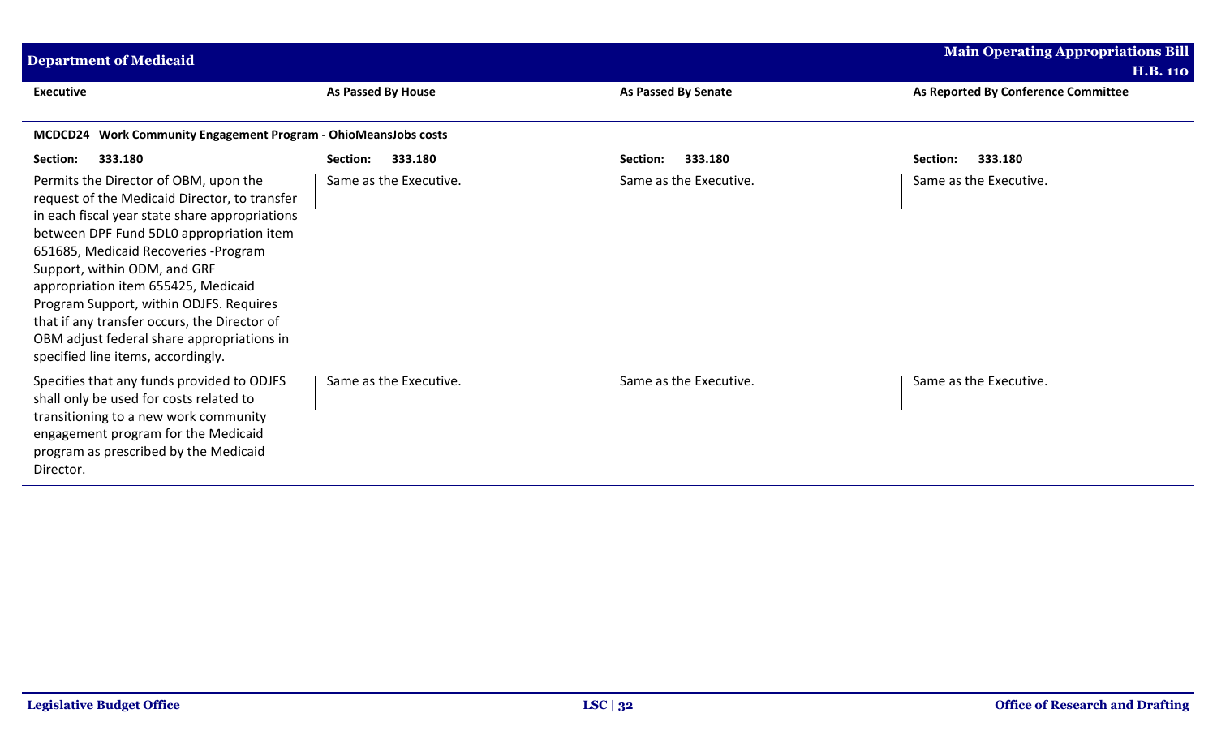| Executive | As Passed By House | As Passed By Senate | As Reported By Conference Committee |
|---|---|---|---|
| **MCDCD24 Work Community Engagement Program - OhioMeansJobs costs** | | | |
| **Section: 333.180** | **Section: 333.180** | **Section: 333.180** | **Section: 333.180** |
| Permits the Director of OBM, upon the request of the Medicaid Director, to transfer in each fiscal year state share appropriations between DPF Fund 5DL0 appropriation item 651685, Medicaid Recoveries -Program Support, within ODM, and GRF appropriation item 655425, Medicaid Program Support, within ODJFS. Requires that if any transfer occurs, the Director of OBM adjust federal share appropriations in specified line items, accordingly. | Same as the Executive. | Same as the Executive. | Same as the Executive. |
| Specifies that any funds provided to ODJFS shall only be used for costs related to transitioning to a new work community engagement program for the Medicaid program as prescribed by the Medicaid Director. | Same as the Executive. | Same as the Executive. | Same as the Executive. |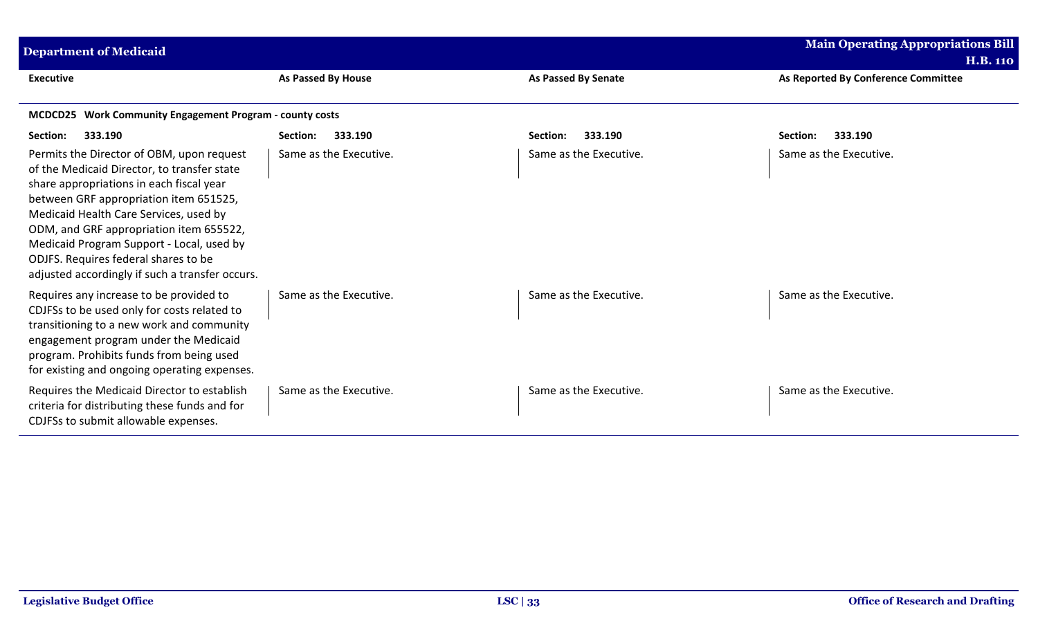| Executive | As Passed By House | As Passed By Senate | As Reported By Conference Committee |
|---|---|---|---|
| **MCDCD25 Work Community Engagement Program - county costs** | | | |
| **Section: 333.190** | **Section: 333.190** | **Section: 333.190** | **Section: 333.190** |
| Permits the Director of OBM, upon request of the Medicaid Director, to transfer state share appropriations in each fiscal year between GRF appropriation item 651525, Medicaid Health Care Services, used by ODM, and GRF appropriation item 655522, Medicaid Program Support - Local, used by ODJFS. Requires federal shares to be adjusted accordingly if such a transfer occurs. | Same as the Executive. | Same as the Executive. | Same as the Executive. |
| Requires any increase to be provided to CDJFSs to be used only for costs related to transitioning to a new work and community engagement program under the Medicaid program. Prohibits funds from being used for existing and ongoing operating expenses. | Same as the Executive. | Same as the Executive. | Same as the Executive. |
| Requires the Medicaid Director to establish criteria for distributing these funds and for CDJFSs to submit allowable expenses. | Same as the Executive. | Same as the Executive. | Same as the Executive. |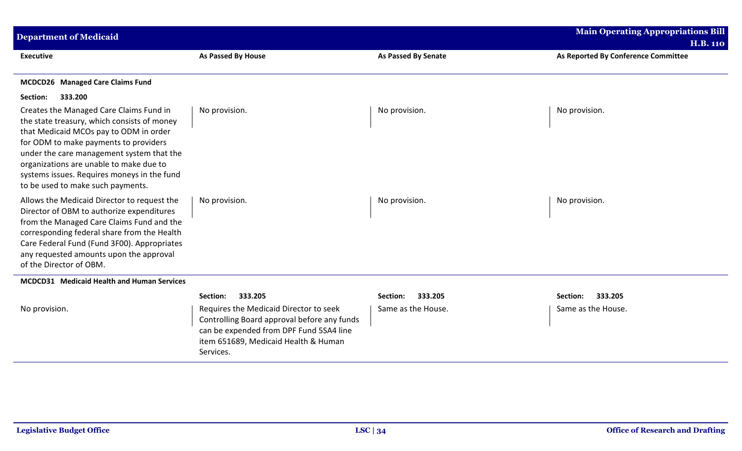| Executive | As Passed By House | As Passed By Senate | As Reported By Conference Committee |
|---|---|---|---|
| **MCDCD26 Managed Care Claims Fund** | | | |
| **Section: 333.200** | | | |
| Creates the Managed Care Claims Fund in the state treasury, which consists of money that Medicaid MCOs pay to ODM in order for ODM to make payments to providers under the care management system that the organizations are unable to make due to systems issues. Requires moneys in the fund to be used to make such payments. | No provision. | No provision. | No provision. |
| Allows the Medicaid Director to request the Director of OBM to authorize expenditures from the Managed Care Claims Fund and the corresponding federal share from the Health Care Federal Fund (Fund 3F00). Appropriates any requested amounts upon the approval of the Director of OBM. | No provision. | No provision. | No provision. |
| **MCDCD31 Medicaid Health and Human Services** | | | |
| | **Section: 333.205** | **Section: 333.205** | **Section: 333.205** |
| No provision. | Requires the Medicaid Director to seek Controlling Board approval before any funds can be expended from DPF Fund 5SA4 line item 651689, Medicaid Health & Human Services. | Same as the House. | Same as the House. |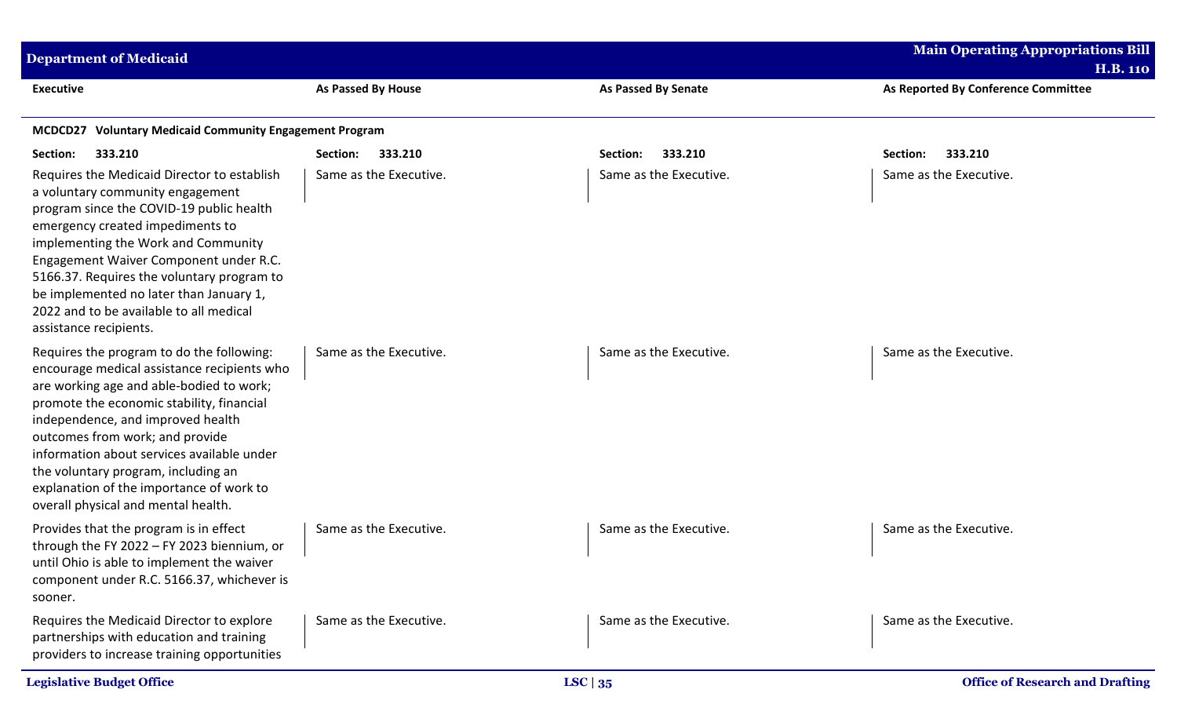| Executive | As Passed By House | As Passed By Senate | As Reported By Conference Committee |
|---|---|---|---|
| **MCDCD27 Voluntary Medicaid Community Engagement Program** | | | |
| **Section: 333.210** | **Section: 333.210** | **Section: 333.210** | **Section: 333.210** |
| Requires the Medicaid Director to establish a voluntary community engagement program since the COVID-19 public health emergency created impediments to implementing the Work and Community Engagement Waiver Component under R.C. 5166.37. Requires the voluntary program to be implemented no later than January 1, 2022 and to be available to all medical assistance recipients. | Same as the Executive. | Same as the Executive. | Same as the Executive. |
| Requires the program to do the following: encourage medical assistance recipients who are working age and able-bodied to work; promote the economic stability, financial independence, and improved health outcomes from work; and provide information about services available under the voluntary program, including an explanation of the importance of work to overall physical and mental health. | Same as the Executive. | Same as the Executive. | Same as the Executive. |
| Provides that the program is in effect through the FY 2022 – FY 2023 biennium, or until Ohio is able to implement the waiver component under R.C. 5166.37, whichever is sooner. | Same as the Executive. | Same as the Executive. | Same as the Executive. |
| Requires the Medicaid Director to explore partnerships with education and training providers to increase training opportunities | Same as the Executive. | Same as the Executive. | Same as the Executive. |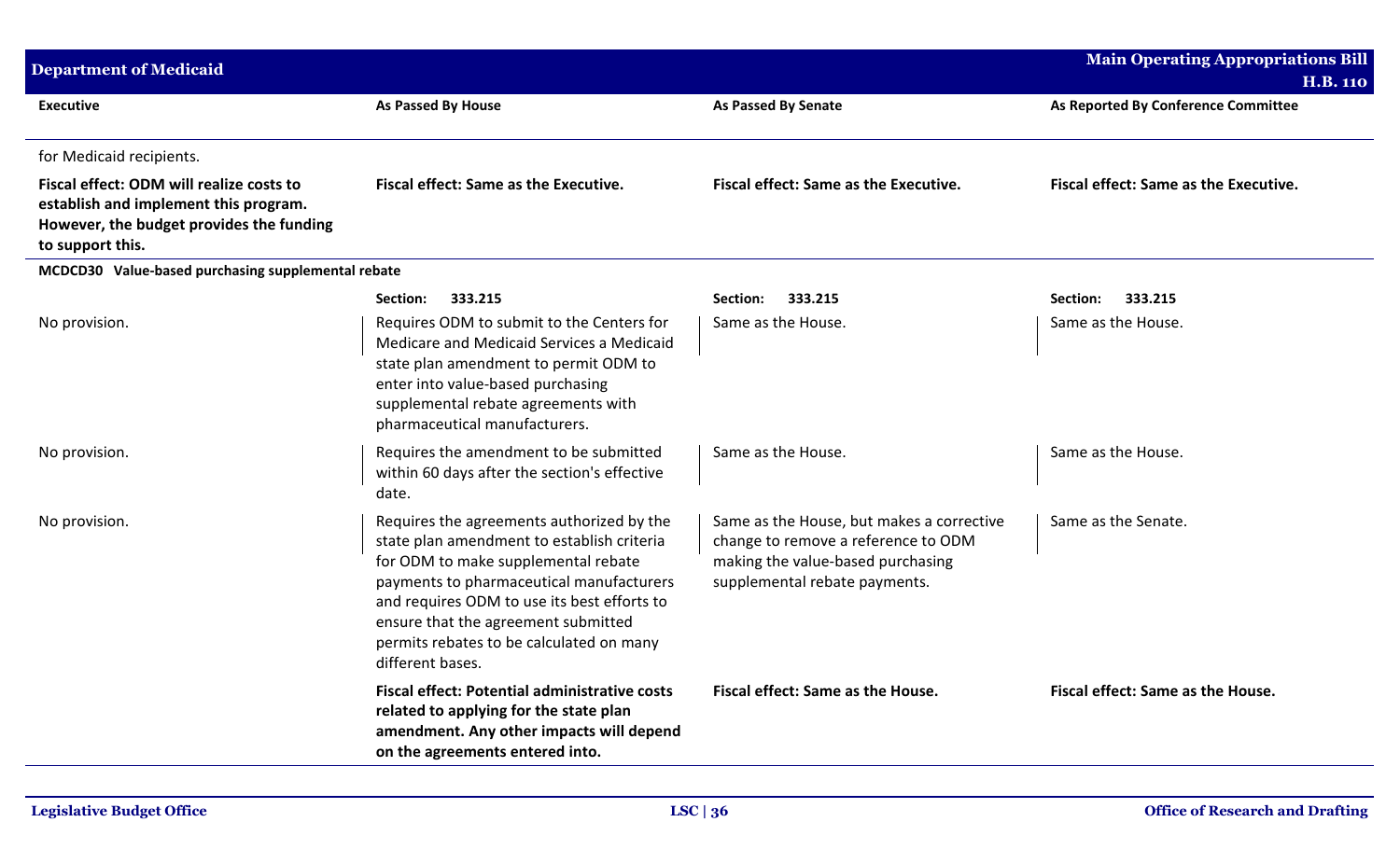| Executive | As Passed By House | As Passed By Senate | As Reported By Conference Committee |
|---|---|---|---|
| for Medicaid recipients. | | | |
| **Fiscal effect: ODM will realize costs to establish and implement this program. However, the budget provides the funding to support this.** | **Fiscal effect: Same as the Executive.** | **Fiscal effect: Same as the Executive.** | **Fiscal effect: Same as the Executive.** |
| **MCDCD30 Value-based purchasing supplemental rebate** | | | |
| | **Section: 333.215** | **Section: 333.215** | **Section: 333.215** |
| No provision. | Requires ODM to submit to the Centers for Medicare and Medicaid Services a Medicaid state plan amendment to permit ODM to enter into value-based purchasing supplemental rebate agreements with pharmaceutical manufacturers. | Same as the House. | Same as the House. |
| No provision. | Requires the amendment to be submitted within 60 days after the section's effective date. | Same as the House. | Same as the House. |
| No provision. | Requires the agreements authorized by the state plan amendment to establish criteria for ODM to make supplemental rebate payments to pharmaceutical manufacturers and requires ODM to use its best efforts to ensure that the agreement submitted permits rebates to be calculated on many different bases. | Same as the House, but makes a corrective change to remove a reference to ODM making the value-based purchasing supplemental rebate payments. | Same as the Senate. |
| | **Fiscal effect: Potential administrative costs related to applying for the state plan amendment. Any other impacts will depend on the agreements entered into.** | **Fiscal effect: Same as the House.** | **Fiscal effect: Same as the House.** |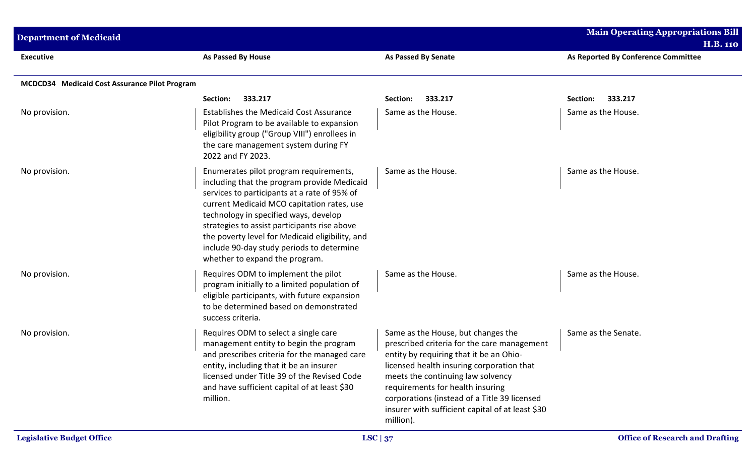| Executive | As Passed By House | As Passed By Senate | As Reported By Conference Committee |
|---|---|---|---|
| **MCDCD34 Medicaid Cost Assurance Pilot Program** | | | |
| | **Section: 333.217** | **Section: 333.217** | **Section: 333.217** |
| No provision. | Establishes the Medicaid Cost Assurance Pilot Program to be available to expansion eligibility group ("Group VIII") enrollees in the care management system during FY 2022 and FY 2023. | Same as the House. | Same as the House. |
| No provision. | Enumerates pilot program requirements, including that the program provide Medicaid services to participants at a rate of 95% of current Medicaid MCO capitation rates, use technology in specified ways, develop strategies to assist participants rise above the poverty level for Medicaid eligibility, and include 90-day study periods to determine whether to expand the program. | Same as the House. | Same as the House. |
| No provision. | Requires ODM to implement the pilot program initially to a limited population of eligible participants, with future expansion to be determined based on demonstrated success criteria. | Same as the House. | Same as the House. |
| No provision. | Requires ODM to select a single care management entity to begin the program and prescribes criteria for the managed care entity, including that it be an insurer licensed under Title 39 of the Revised Code and have sufficient capital of at least $30 million. | Same as the House, but changes the prescribed criteria for the care management entity by requiring that it be an Ohio-licensed health insuring corporation that meets the continuing law solvency requirements for health insuring corporations (instead of a Title 39 licensed insurer with sufficient capital of at least $30 million). | Same as the Senate. |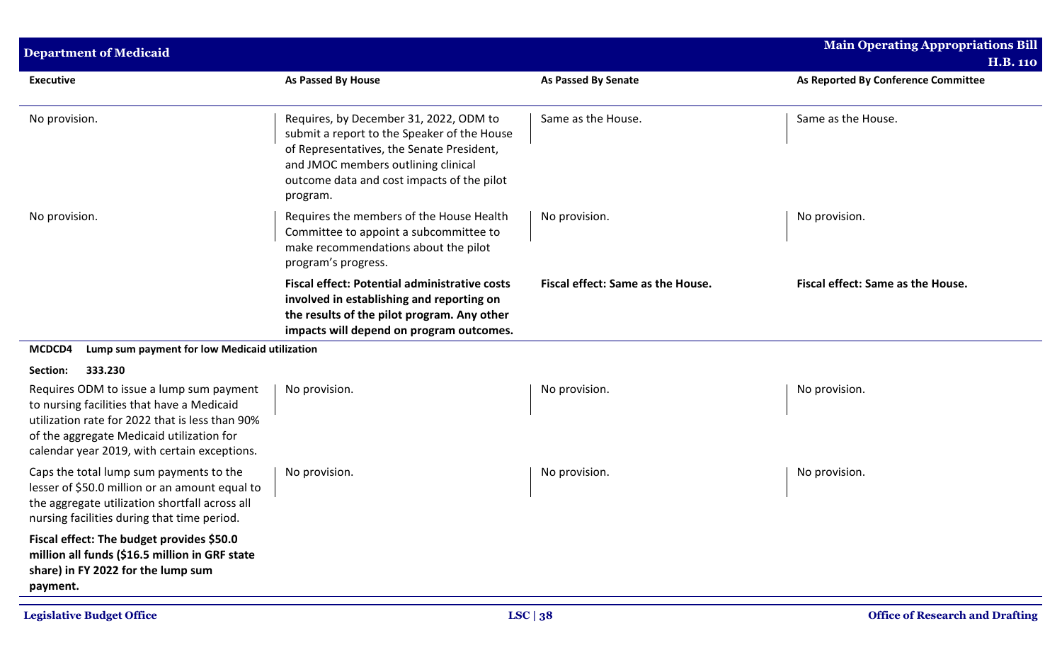| Executive | As Passed By House | As Passed By Senate | As Reported By Conference Committee |
|---|---|---|---|
| No provision. | Requires, by December 31, 2022, ODM to submit a report to the Speaker of the House of Representatives, the Senate President, and JMOC members outlining clinical outcome data and cost impacts of the pilot program. | Same as the House. | Same as the House. |
| No provision. | Requires the members of the House Health Committee to appoint a subcommittee to make recommendations about the pilot program's progress. | No provision. | No provision. |
| | **Fiscal effect: Potential administrative costs involved in establishing and reporting on the results of the pilot program. Any other impacts will depend on program outcomes.** | **Fiscal effect: Same as the House.** | **Fiscal effect: Same as the House.** |

**MCDCD4 Lump sum payment for low Medicaid utilization**

**Section: 333.230**

| Executive | As Passed By House | As Passed By Senate | As Reported By Conference Committee |
|---|---|---|---|
| Requires ODM to issue a lump sum payment to nursing facilities that have a Medicaid utilization rate for 2022 that is less than 90% of the aggregate Medicaid utilization for calendar year 2019, with certain exceptions. | No provision. | No provision. | No provision. |
| Caps the total lump sum payments to the lesser of $50.0 million or an amount equal to the aggregate utilization shortfall across all nursing facilities during that time period. | No provision. | No provision. | No provision. |
| **Fiscal effect: The budget provides $50.0 million all funds ($16.5 million in GRF state share) in FY 2022 for the lump sum payment.** | | | |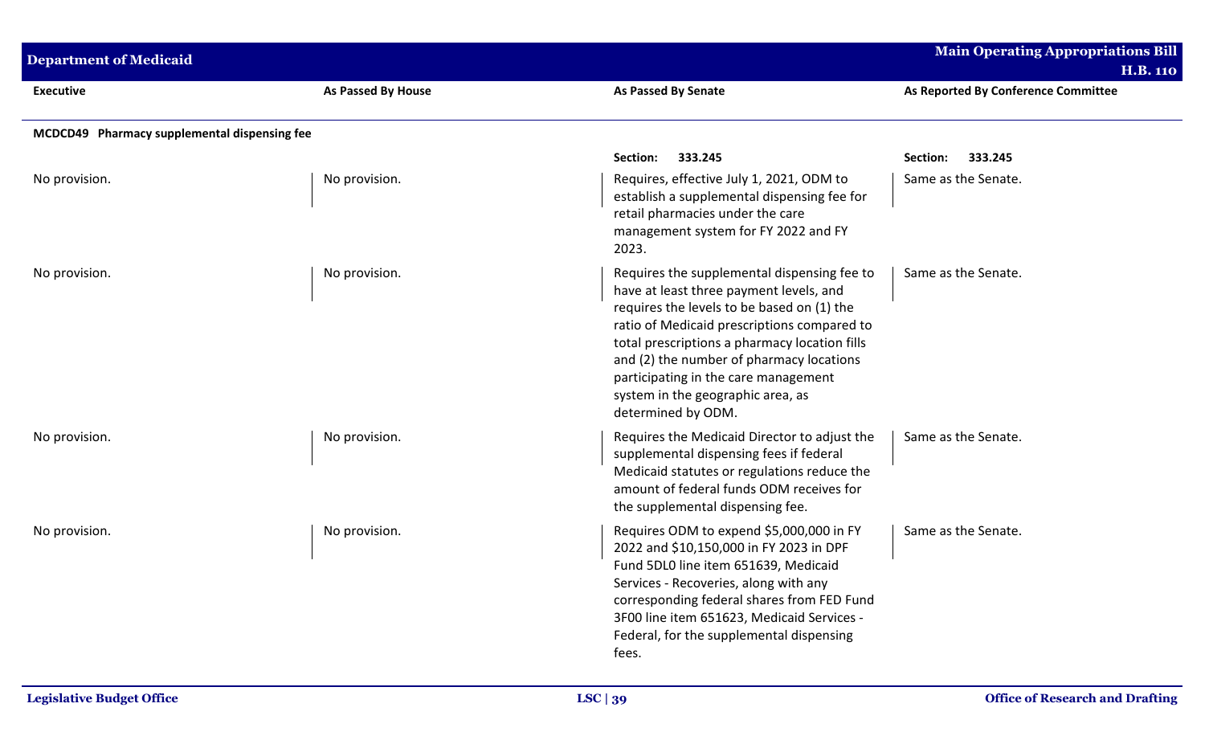| Executive | As Passed By House | As Passed By Senate | As Reported By Conference Committee |
|---|---|---|---|
| **MCDCD49 Pharmacy supplemental dispensing fee** | | | |
| | | **Section: 333.245** | **Section: 333.245** |
| No provision. | No provision. | Requires, effective July 1, 2021, ODM to establish a supplemental dispensing fee for retail pharmacies under the care management system for FY 2022 and FY 2023. | Same as the Senate. |
| No provision. | No provision. | Requires the supplemental dispensing fee to have at least three payment levels, and requires the levels to be based on (1) the ratio of Medicaid prescriptions compared to total prescriptions a pharmacy location fills and (2) the number of pharmacy locations participating in the care management system in the geographic area, as determined by ODM. | Same as the Senate. |
| No provision. | No provision. | Requires the Medicaid Director to adjust the supplemental dispensing fees if federal Medicaid statutes or regulations reduce the amount of federal funds ODM receives for the supplemental dispensing fee. | Same as the Senate. |
| No provision. | No provision. | Requires ODM to expend $5,000,000 in FY 2022 and $10,150,000 in FY 2023 in DPF Fund 5DL0 line item 651639, Medicaid Services - Recoveries, along with any corresponding federal shares from FED Fund 3F00 line item 651623, Medicaid Services - Federal, for the supplemental dispensing fees. | Same as the Senate. |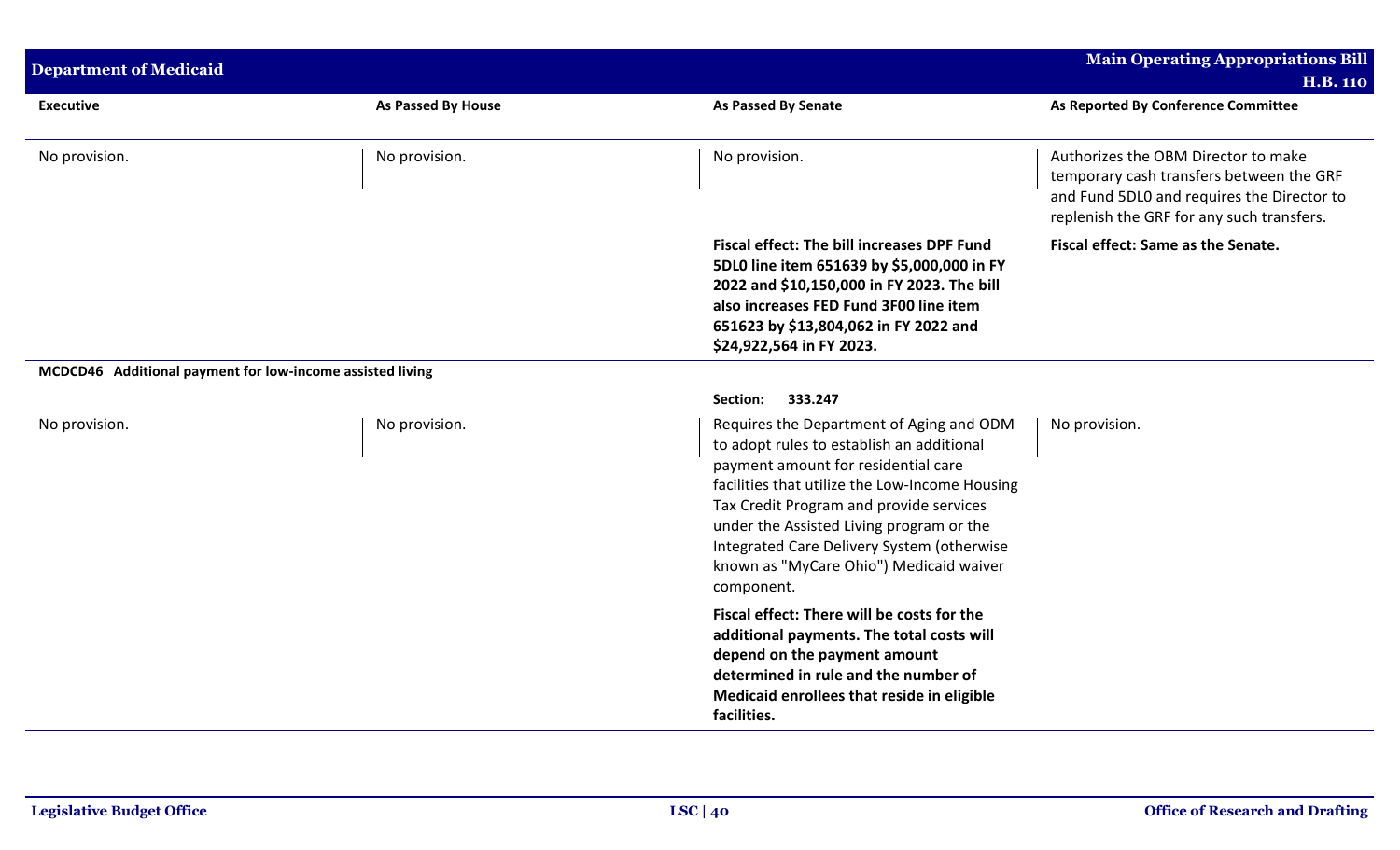| Executive | As Passed By House | As Passed By Senate | As Reported By Conference Committee |
|---|---|---|---|
| No provision. | No provision. | No provision. | Authorizes the OBM Director to make temporary cash transfers between the GRF and Fund 5DL0 and requires the Director to replenish the GRF for any such transfers. |
| | | **Fiscal effect: The bill increases DPF Fund 5DL0 line item 651639 by $5,000,000 in FY 2022 and $10,150,000 in FY 2023. The bill also increases FED Fund 3F00 line item 651623 by $13,804,062 in FY 2022 and $24,922,564 in FY 2023.** | **Fiscal effect: Same as the Senate.** |
| **MCDCD46 Additional payment for low-income assisted living** | | | |
| | | **Section: 333.247** | |
| No provision. | No provision. | Requires the Department of Aging and ODM to adopt rules to establish an additional payment amount for residential care facilities that utilize the Low-Income Housing Tax Credit Program and provide services under the Assisted Living program or the Integrated Care Delivery System (otherwise known as "MyCare Ohio") Medicaid waiver component. | No provision. |
| | | **Fiscal effect: There will be costs for the additional payments. The total costs will depend on the payment amount determined in rule and the number of Medicaid enrollees that reside in eligible facilities.** | |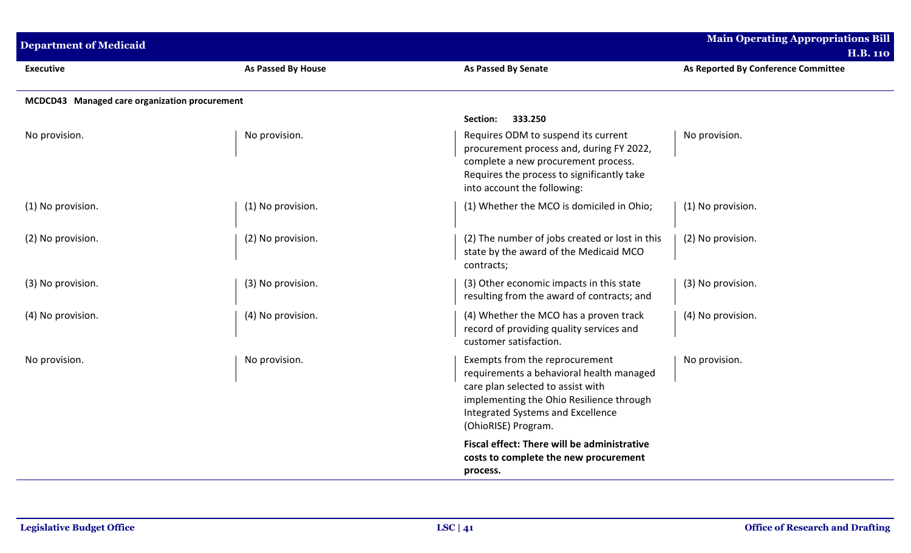| Executive | As Passed By House | As Passed By Senate | As Reported By Conference Committee |
|---|---|---|---|
| **MCDCD43 Managed care organization procurement** | | | |
| | | Section: 333.250 | |
| No provision. | No provision. | Requires ODM to suspend its current procurement process and, during FY 2022, complete a new procurement process. Requires the process to significantly take into account the following: | No provision. |
| (1) No provision. | (1) No provision. | (1) Whether the MCO is domiciled in Ohio; | (1) No provision. |
| (2) No provision. | (2) No provision. | (2) The number of jobs created or lost in this state by the award of the Medicaid MCO contracts; | (2) No provision. |
| (3) No provision. | (3) No provision. | (3) Other economic impacts in this state resulting from the award of contracts; and | (3) No provision. |
| (4) No provision. | (4) No provision. | (4) Whether the MCO has a proven track record of providing quality services and customer satisfaction. | (4) No provision. |
| No provision. | No provision. | Exempts from the reprocurement requirements a behavioral health managed care plan selected to assist with implementing the Ohio Resilience through Integrated Systems and Excellence (OhioRISE) Program. | No provision. |
| | | **Fiscal effect: There will be administrative costs to complete the new procurement process.** | |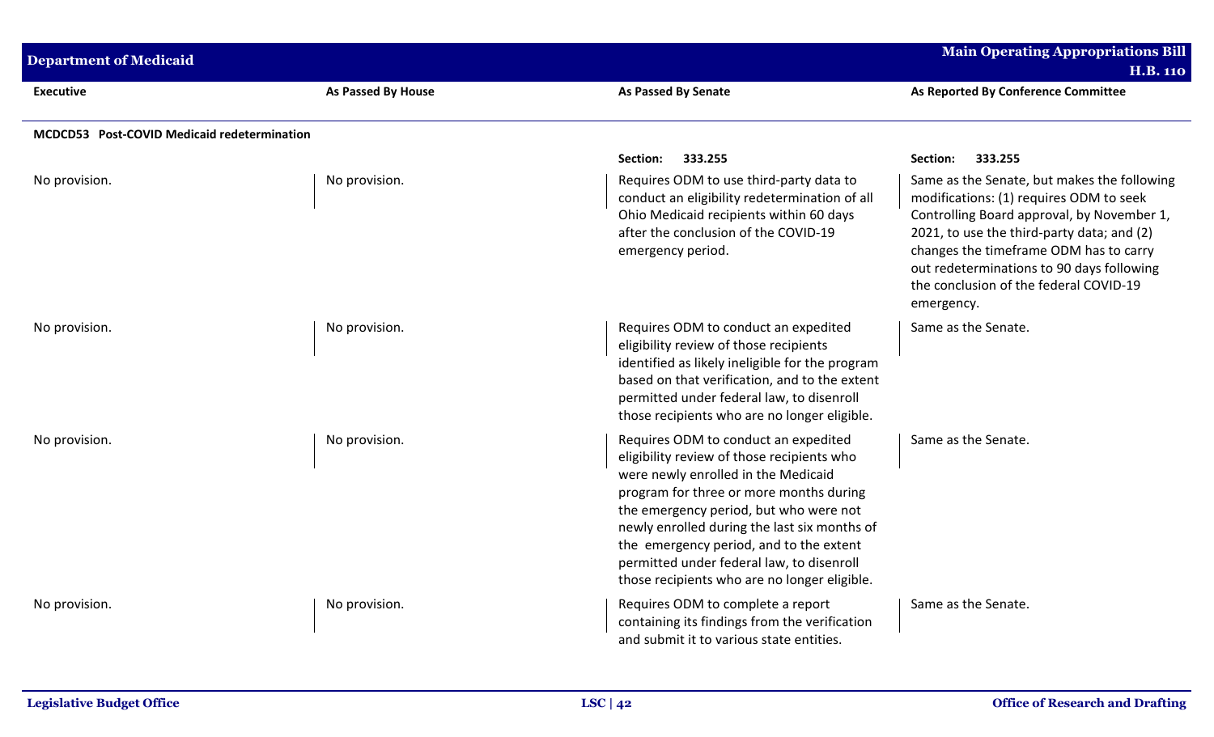| Executive | As Passed By House | As Passed By Senate | As Reported By Conference Committee |
|---|---|---|---|
| **MCDCD53 Post-COVID Medicaid redetermination** | | | |
| | | **Section: 333.255** | **Section: 333.255** |
| No provision. | No provision. | Requires ODM to use third-party data to conduct an eligibility redetermination of all Ohio Medicaid recipients within 60 days after the conclusion of the COVID-19 emergency period. | Same as the Senate, but makes the following modifications: (1) requires ODM to seek Controlling Board approval, by November 1, 2021, to use the third-party data; and (2) changes the timeframe ODM has to carry out redeterminations to 90 days following the conclusion of the federal COVID-19 emergency. |
| No provision. | No provision. | Requires ODM to conduct an expedited eligibility review of those recipients identified as likely ineligible for the program based on that verification, and to the extent permitted under federal law, to disenroll those recipients who are no longer eligible. | Same as the Senate. |
| No provision. | No provision. | Requires ODM to conduct an expedited eligibility review of those recipients who were newly enrolled in the Medicaid program for three or more months during the emergency period, but who were not newly enrolled during the last six months of the emergency period, and to the extent permitted under federal law, to disenroll those recipients who are no longer eligible. | Same as the Senate. |
| No provision. | No provision. | Requires ODM to complete a report containing its findings from the verification and submit it to various state entities. | Same as the Senate. |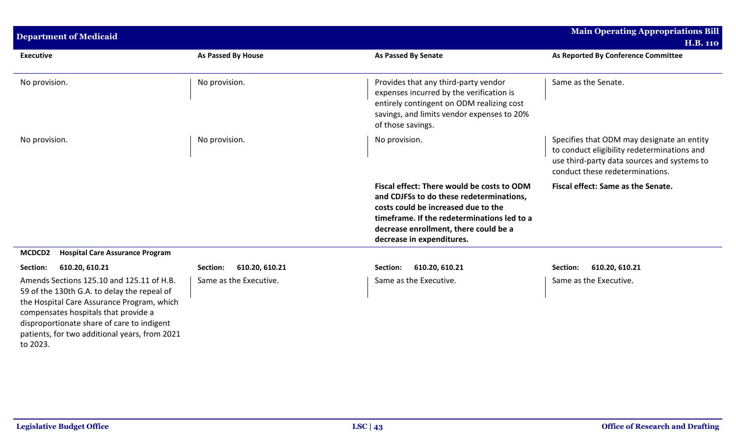| Executive | As Passed By House | As Passed By Senate | As Reported By Conference Committee |
|---|---|---|---|
| No provision. | No provision. | Provides that any third-party vendor expenses incurred by the verification is entirely contingent on ODM realizing cost savings, and limits vendor expenses to 20% of those savings. | Same as the Senate. |
| No provision. | No provision. | No provision. | Specifies that ODM may designate an entity to conduct eligibility redeterminations and use third-party data sources and systems to conduct these redeterminations. |
| | | **Fiscal effect: There would be costs to ODM and CDJFSs to do these redeterminations, costs could be increased due to the timeframe. If the redeterminations led to a decrease enrollment, there could be a decrease in expenditures.** | **Fiscal effect: Same as the Senate.** |

**MCDCD2 Hospital Care Assurance Program**

| Executive | As Passed By House | As Passed By Senate | As Reported By Conference Committee |
|---|---|---|---|
| **Section: 610.20, 610.21** | **Section: 610.20, 610.21** | **Section: 610.20, 610.21** | **Section: 610.20, 610.21** |
| Amends Sections 125.10 and 125.11 of H.B. 59 of the 130th G.A. to delay the repeal of the Hospital Care Assurance Program, which compensates hospitals that provide a disproportionate share of care to indigent patients, for two additional years, from 2021 to 2023. | Same as the Executive. | Same as the Executive. | Same as the Executive. |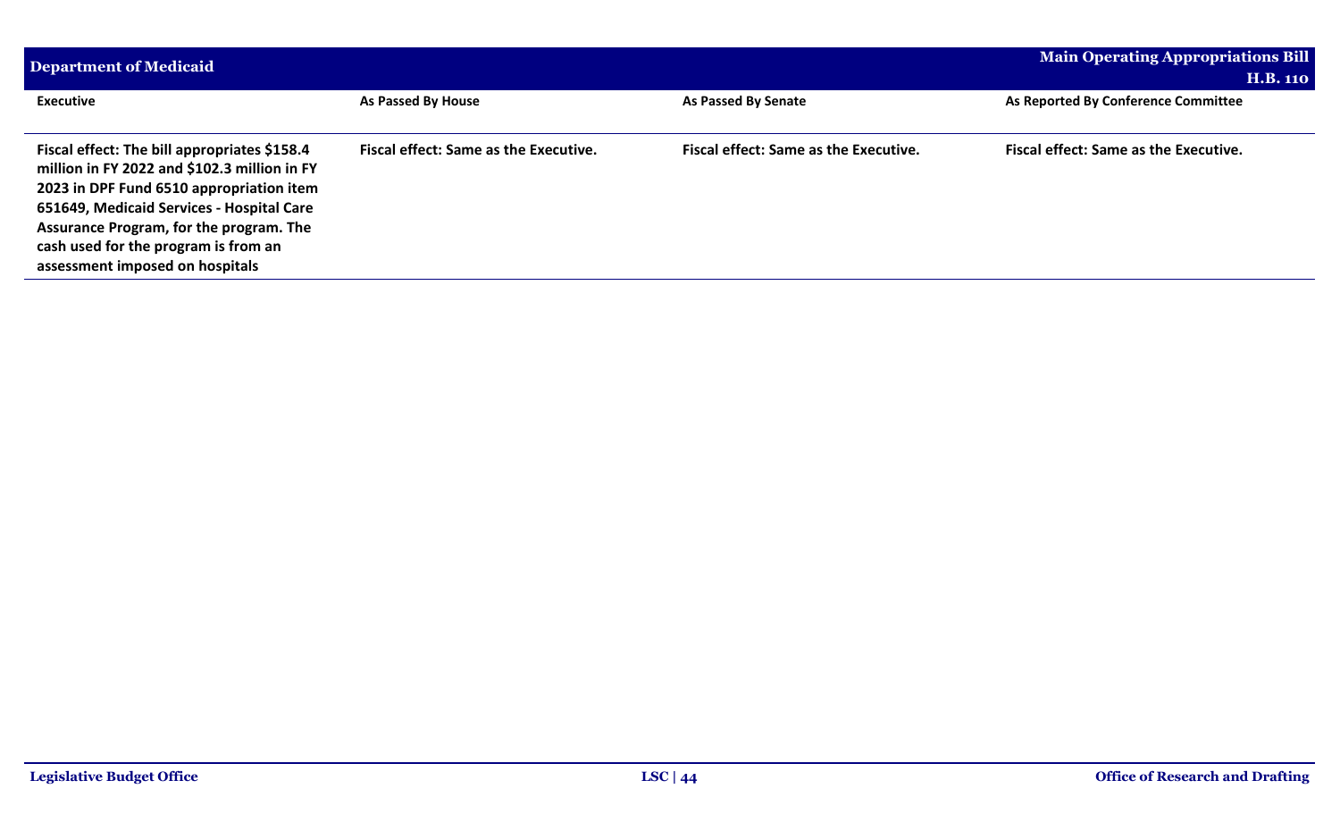| Executive | As Passed By House | As Passed By Senate | As Reported By Conference Committee |
|---|---|---|---|
| **Fiscal effect: The bill appropriates $158.4 million in FY 2022 and $102.3 million in FY 2023 in DPF Fund 6510 appropriation item 651649, Medicaid Services - Hospital Care Assurance Program, for the program. The cash used for the program is from an assessment imposed on hospitals** | **Fiscal effect: Same as the Executive.** | **Fiscal effect: Same as the Executive.** | **Fiscal effect: Same as the Executive.** |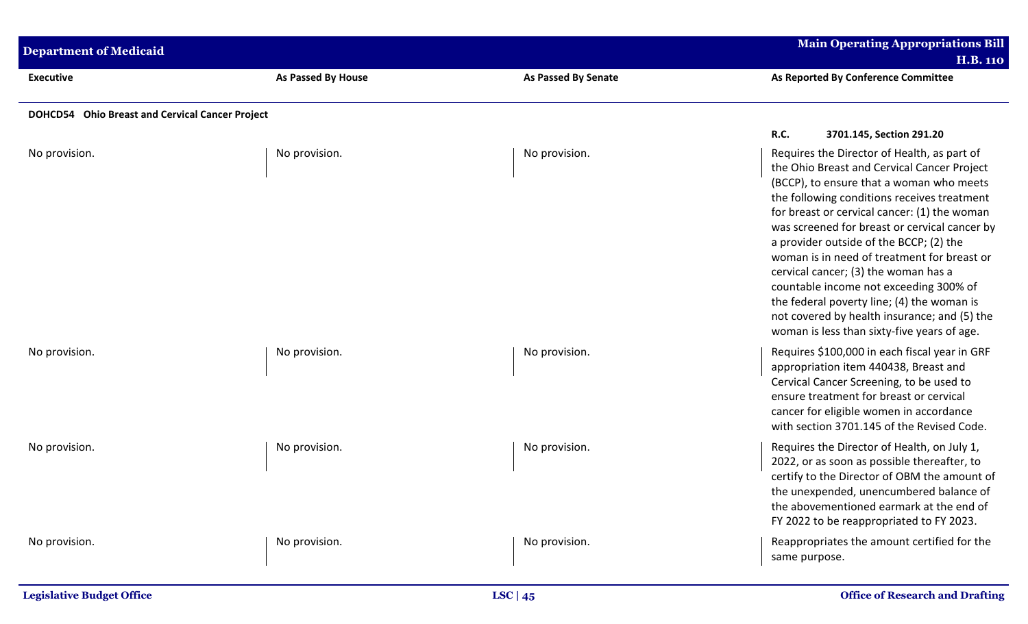| Executive | As Passed By House | As Passed By Senate | As Reported By Conference Committee |
|---|---|---|---|
| **DOHCD54 Ohio Breast and Cervical Cancer Project** | | | |
| | | | **R.C. 3701.145, Section 291.20** |
| No provision. | No provision. | No provision. | Requires the Director of Health, as part of the Ohio Breast and Cervical Cancer Project (BCCP), to ensure that a woman who meets the following conditions receives treatment for breast or cervical cancer: (1) the woman was screened for breast or cervical cancer by a provider outside of the BCCP; (2) the woman is in need of treatment for breast or cervical cancer; (3) the woman has a countable income not exceeding 300% of the federal poverty line; (4) the woman is not covered by health insurance; and (5) the woman is less than sixty-five years of age. |
| No provision. | No provision. | No provision. | Requires $100,000 in each fiscal year in GRF appropriation item 440438, Breast and Cervical Cancer Screening, to be used to ensure treatment for breast or cervical cancer for eligible women in accordance with section 3701.145 of the Revised Code. |
| No provision. | No provision. | No provision. | Requires the Director of Health, on July 1, 2022, or as soon as possible thereafter, to certify to the Director of OBM the amount of the unexpended, unencumbered balance of the abovementioned earmark at the end of FY 2022 to be reappropriated to FY 2023. |
| No provision. | No provision. | No provision. | Reappropriates the amount certified for the same purpose. |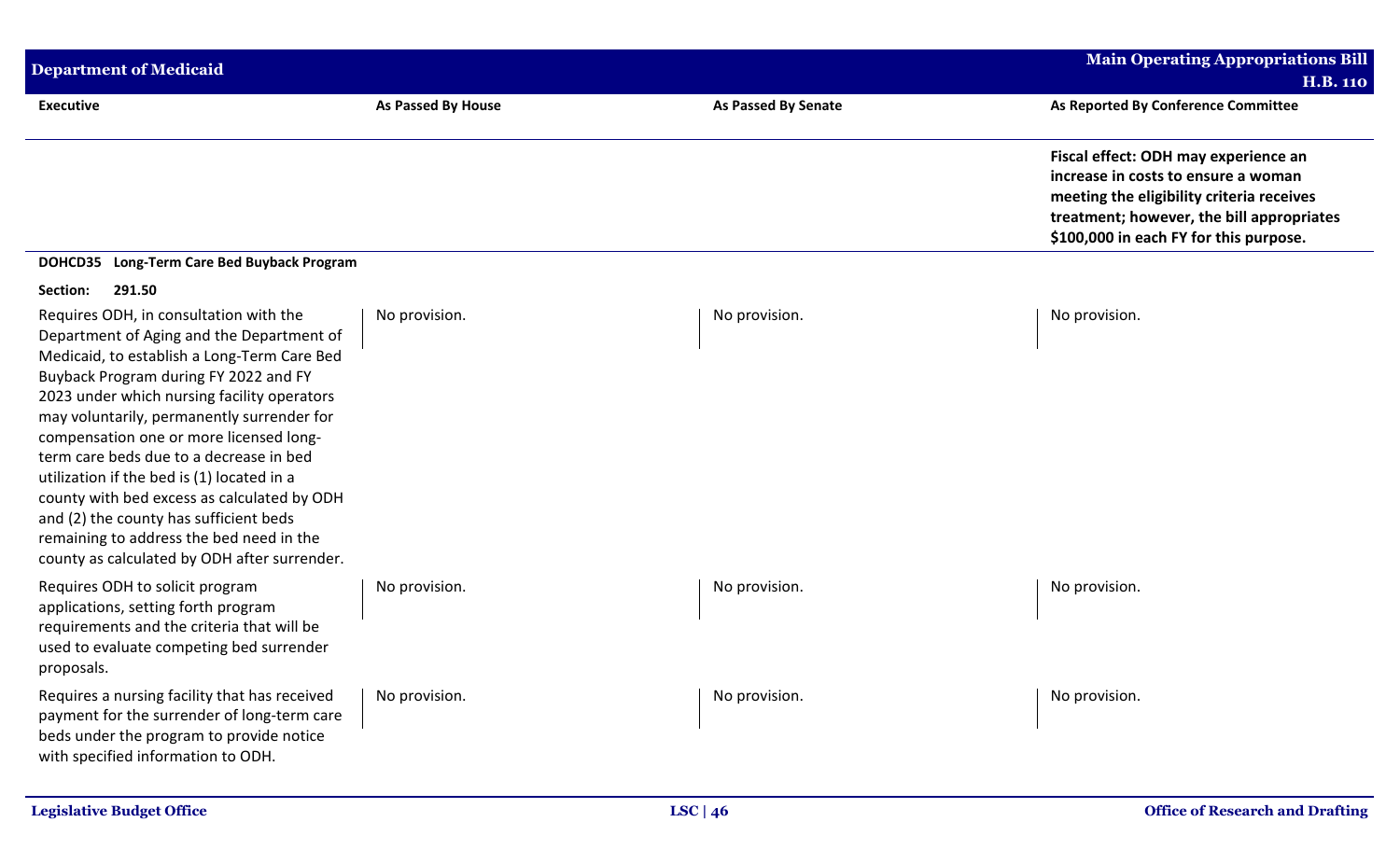| Executive | As Passed By House | As Passed By Senate | As Reported By Conference Committee |
|---|---|---|---|
| | | | **Fiscal effect: ODH may experience an increase in costs to ensure a woman meeting the eligibility criteria receives treatment; however, the bill appropriates $100,000 in each FY for this purpose.** |
| **DOHCD35 Long-Term Care Bed Buyback Program** | | | |
| **Section: 291.50** | | | |
| Requires ODH, in consultation with the Department of Aging and the Department of Medicaid, to establish a Long-Term Care Bed Buyback Program during FY 2022 and FY 2023 under which nursing facility operators may voluntarily, permanently surrender for compensation one or more licensed long-term care beds due to a decrease in bed utilization if the bed is (1) located in a county with bed excess as calculated by ODH and (2) the county has sufficient beds remaining to address the bed need in the county as calculated by ODH after surrender. | No provision. | No provision. | No provision. |
| Requires ODH to solicit program applications, setting forth program requirements and the criteria that will be used to evaluate competing bed surrender proposals. | No provision. | No provision. | No provision. |
| Requires a nursing facility that has received payment for the surrender of long-term care beds under the program to provide notice with specified information to ODH. | No provision. | No provision. | No provision. |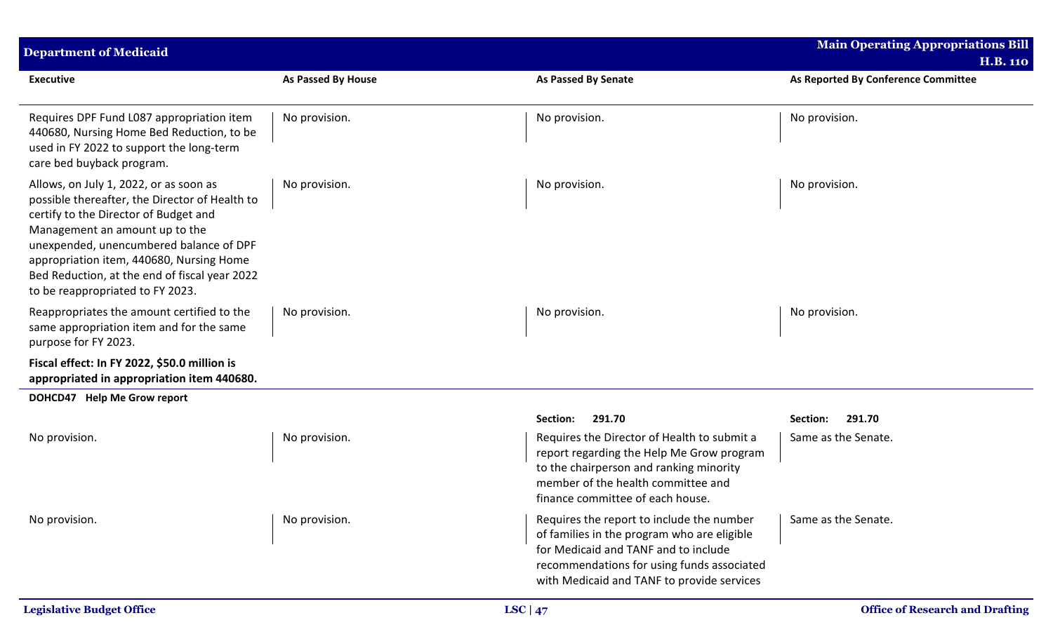| Executive | As Passed By House | As Passed By Senate | As Reported By Conference Committee |
|---|---|---|---|
| Requires DPF Fund L087 appropriation item 440680, Nursing Home Bed Reduction, to be used in FY 2022 to support the long-term care bed buyback program. | No provision. | No provision. | No provision. |
| Allows, on July 1, 2022, or as soon as possible thereafter, the Director of Health to certify to the Director of Budget and Management an amount up to the unexpended, unencumbered balance of DPF appropriation item, 440680, Nursing Home Bed Reduction, at the end of fiscal year 2022 to be reappropriated to FY 2023. | No provision. | No provision. | No provision. |
| Reappropriates the amount certified to the same appropriation item and for the same purpose for FY 2023. | No provision. | No provision. | No provision. |
| **Fiscal effect: In FY 2022, $50.0 million is appropriated in appropriation item 440680.** | | | |
| **DOHCD47 Help Me Grow report** | | | |
| | | **Section: 291.70** | **Section: 291.70** |
| No provision. | No provision. | Requires the Director of Health to submit a report regarding the Help Me Grow program to the chairperson and ranking minority member of the health committee and finance committee of each house. | Same as the Senate. |
| No provision. | No provision. | Requires the report to include the number of families in the program who are eligible for Medicaid and TANF and to include recommendations for using funds associated with Medicaid and TANF to provide services | Same as the Senate. |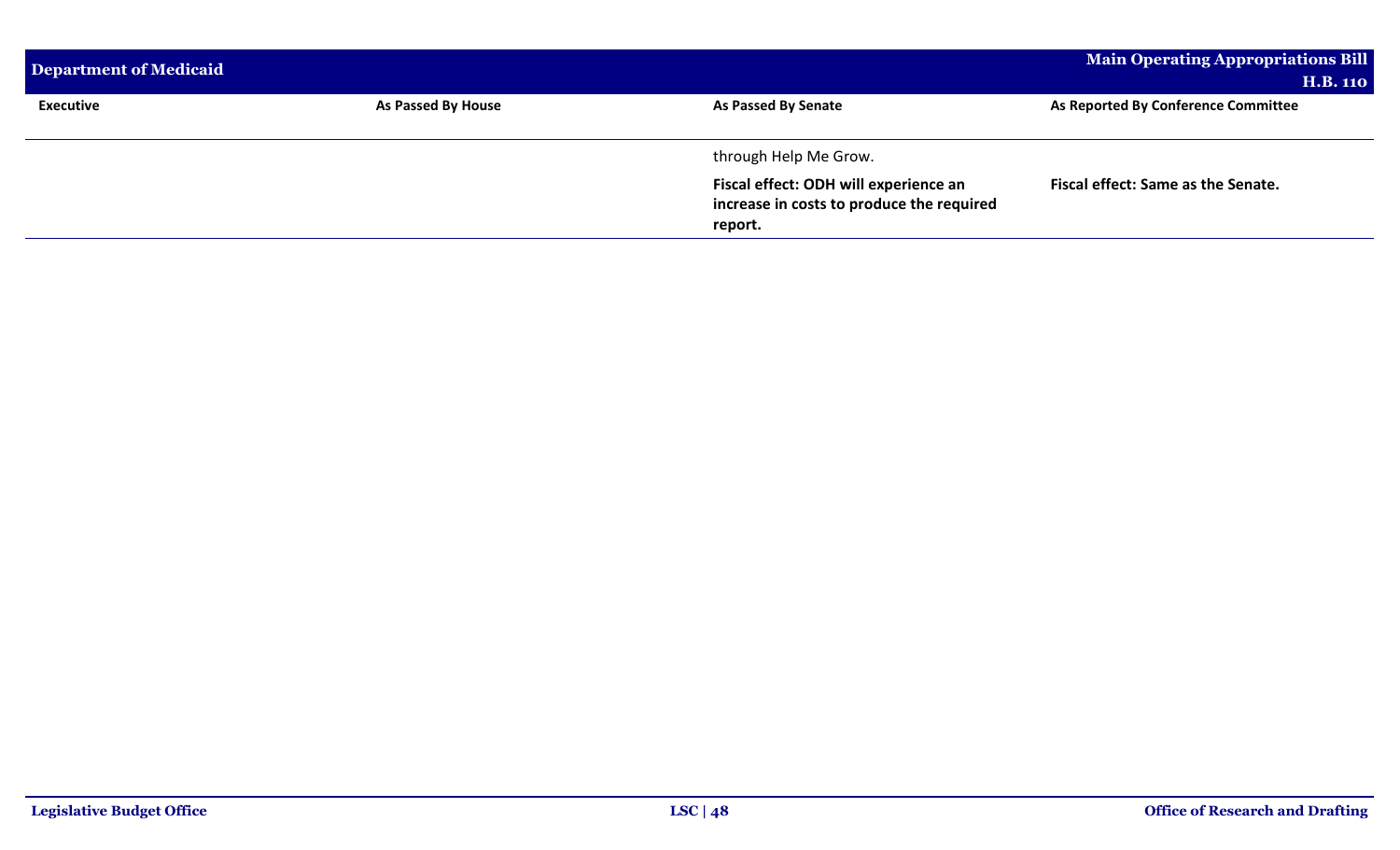| Executive | As Passed By House | As Passed By Senate | As Reported By Conference Committee |
|---|---|---|---|
| | | through Help Me Grow. | |
| | | **Fiscal effect: ODH will experience an increase in costs to produce the required report.** | **Fiscal effect: Same as the Senate.** |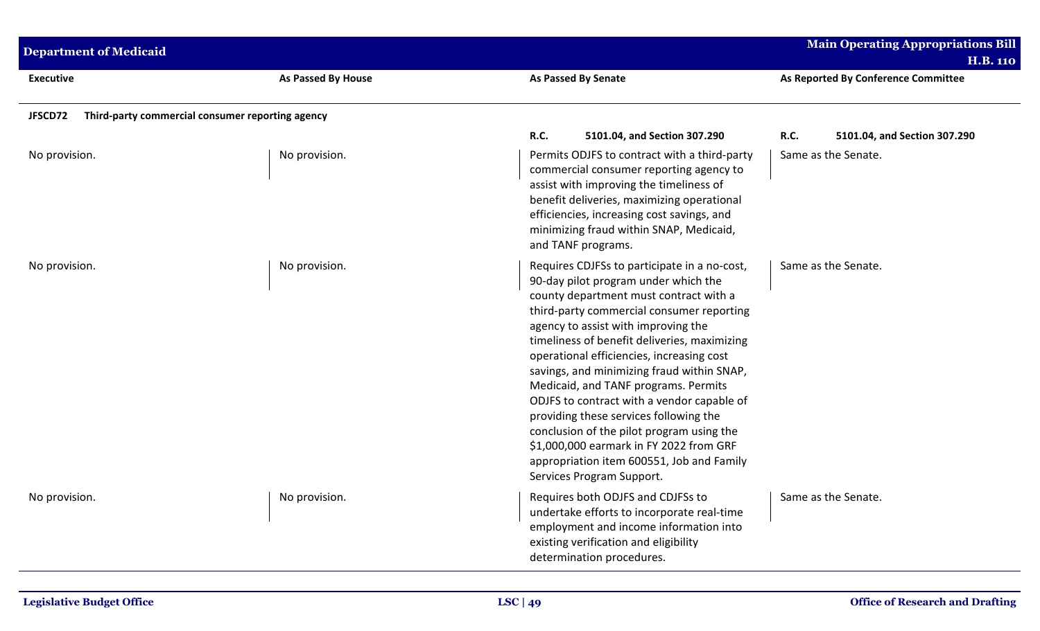| Executive | As Passed By House | As Passed By Senate | As Reported By Conference Committee |
|---|---|---|---|
| **JFSCD72 Third-party commercial consumer reporting agency** | | | |
| | | **R.C. 5101.04, and Section 307.290** | **R.C. 5101.04, and Section 307.290** |
| No provision. | No provision. | Permits ODJFS to contract with a third-party commercial consumer reporting agency to assist with improving the timeliness of benefit deliveries, maximizing operational efficiencies, increasing cost savings, and minimizing fraud within SNAP, Medicaid, and TANF programs. | Same as the Senate. |
| No provision. | No provision. | Requires CDJFSs to participate in a no-cost, 90-day pilot program under which the county department must contract with a third-party commercial consumer reporting agency to assist with improving the timeliness of benefit deliveries, maximizing operational efficiencies, increasing cost savings, and minimizing fraud within SNAP, Medicaid, and TANF programs. Permits ODJFS to contract with a vendor capable of providing these services following the conclusion of the pilot program using the $1,000,000 earmark in FY 2022 from GRF appropriation item 600551, Job and Family Services Program Support. | Same as the Senate. |
| No provision. | No provision. | Requires both ODJFS and CDJFSs to undertake efforts to incorporate real-time employment and income information into existing verification and eligibility determination procedures. | Same as the Senate. |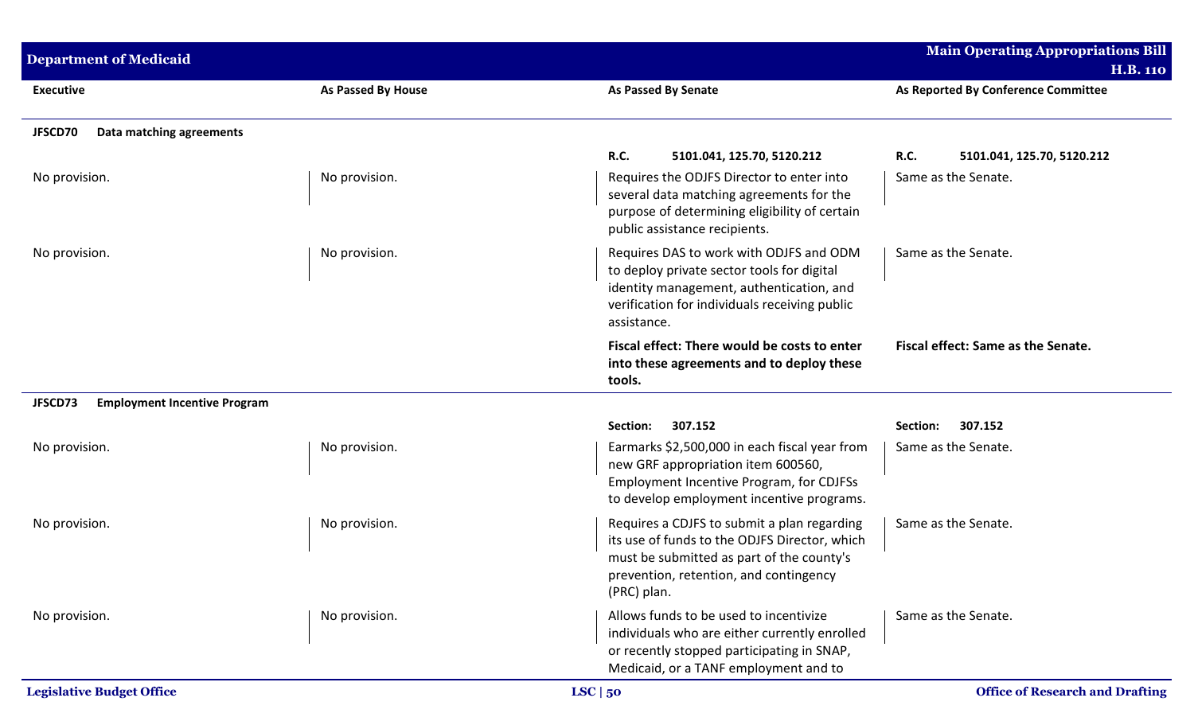| Executive | As Passed By House | As Passed By Senate | As Reported By Conference Committee |
|---|---|---|---|
| **JFSCD70 Data matching agreements** | | | |
| | | **R.C. 5101.041, 125.70, 5120.212** | **R.C. 5101.041, 125.70, 5120.212** |
| No provision. | No provision. | Requires the ODJFS Director to enter into several data matching agreements for the purpose of determining eligibility of certain public assistance recipients. | Same as the Senate. |
| No provision. | No provision. | Requires DAS to work with ODJFS and ODM to deploy private sector tools for digital identity management, authentication, and verification for individuals receiving public assistance. | Same as the Senate. |
| | | **Fiscal effect: There would be costs to enter into these agreements and to deploy these tools.** | **Fiscal effect: Same as the Senate.** |
| **JFSCD73 Employment Incentive Program** | | | |
| | | **Section: 307.152** | **Section: 307.152** |
| No provision. | No provision. | Earmarks $2,500,000 in each fiscal year from new GRF appropriation item 600560, Employment Incentive Program, for CDJFSs to develop employment incentive programs. | Same as the Senate. |
| No provision. | No provision. | Requires a CDJFS to submit a plan regarding its use of funds to the ODJFS Director, which must be submitted as part of the county's prevention, retention, and contingency (PRC) plan. | Same as the Senate. |
| No provision. | No provision. | Allows funds to be used to incentivize individuals who are either currently enrolled or recently stopped participating in SNAP, Medicaid, or a TANF employment and to | Same as the Senate. |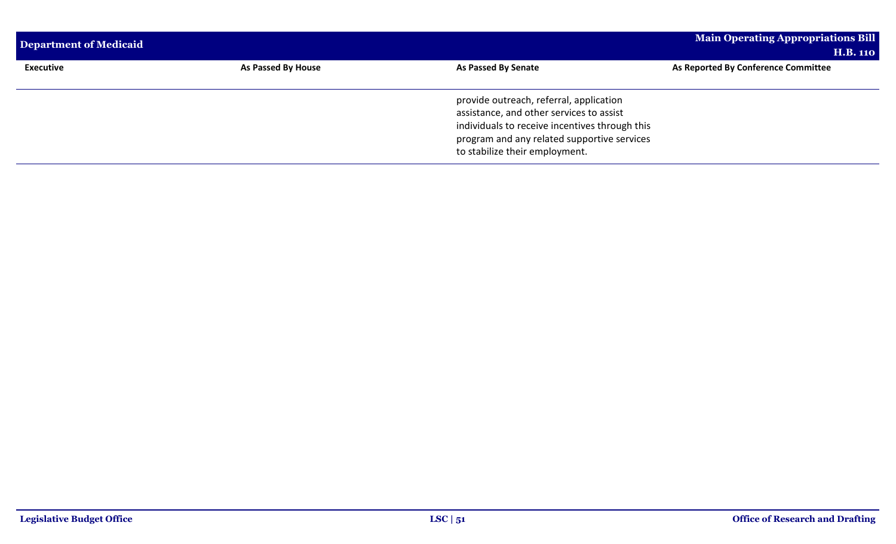| Executive | As Passed By House | As Passed By Senate | As Reported By Conference Committee |
|---|---|---|---|
| | | provide outreach, referral, application assistance, and other services to assist individuals to receive incentives through this program and any related supportive services to stabilize their employment. | |